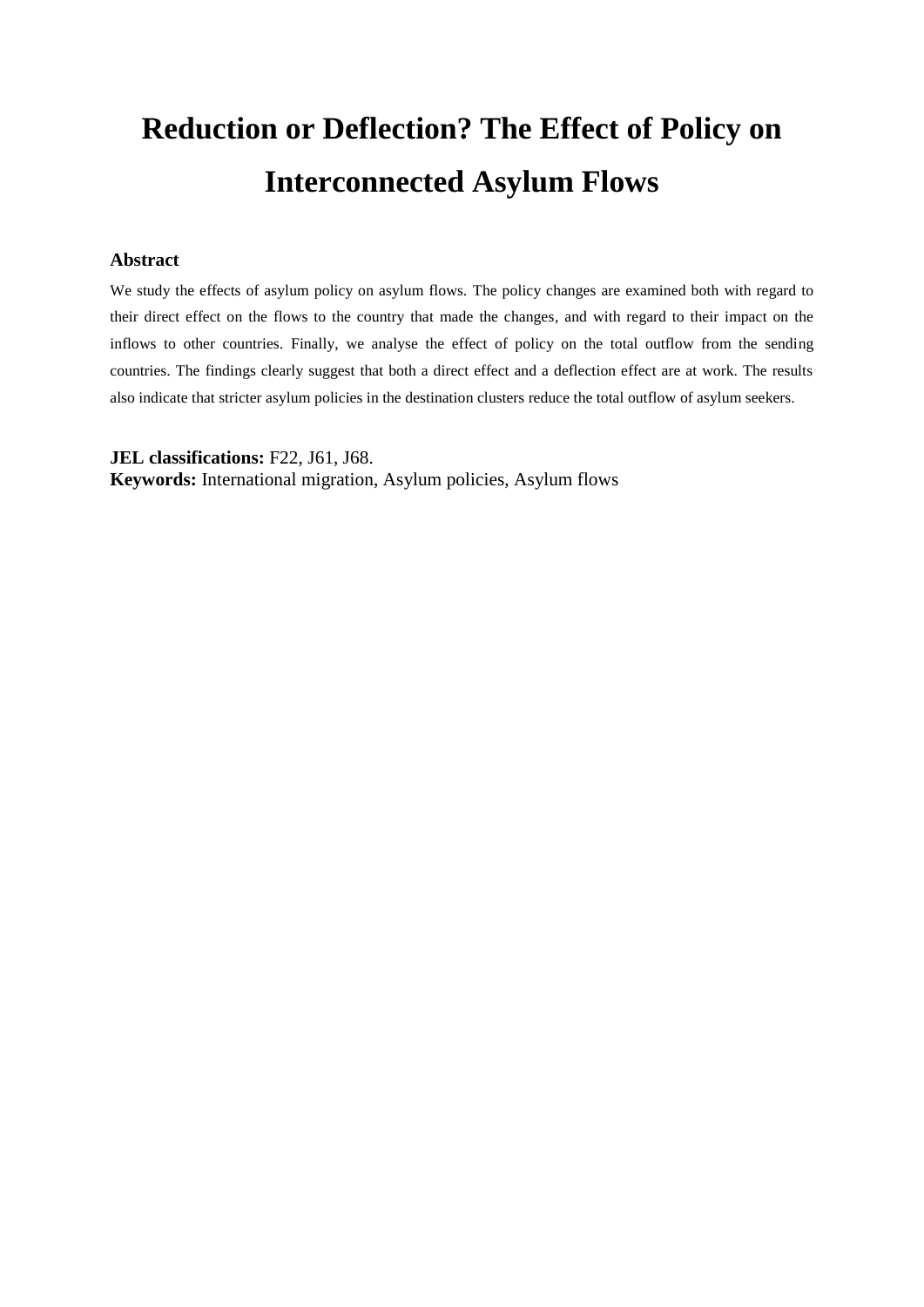# Reduction or Deflection? The Effect of Policy on Interconnected Asylum Flows

## Abstract

We study the effects of asylum policy on asylum flows. The policy changes are examined both with regard to their direct effect on the flows to the country that made the changes, and with regard to their impact on the inflows to other countries. Finally, we analyse the effect of policy on the total outflow from the sending countries. The findings clearly suggest that both a direct effect and a deflection effect are at work. The results also indicate that stricter asylum policies in the destination clusters reduce the total outflow of asylum seekers.

**JEL classifications:** F22, J61, J68.

**Keywords:** International migration, Asylum policies, Asylum flows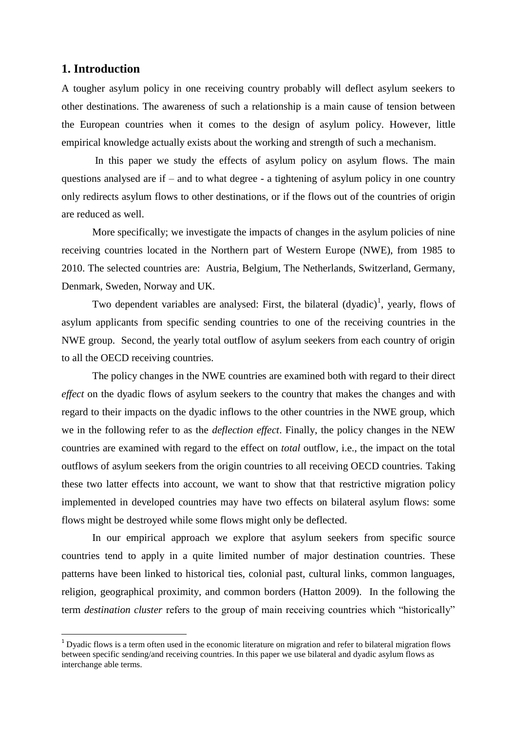## 1. Introduction

A tougher asylum policy in one receiving country probably will deflect asylum seekers to other destinations. The awareness of such a relationship is a main cause of tension between the European countries when it comes to the design of asylum policy. However, little empirical knowledge actually exists about the working and strength of such a mechanism.

In this paper we study the effects of asylum policy on asylum flows. The main questions analysed are if – and to what degree - a tightening of asylum policy in one country only redirects asylum flows to other destinations, or if the flows out of the countries of origin are reduced as well.

More specifically; we investigate the impacts of changes in the asylum policies of nine receiving countries located in the Northern part of Western Europe (NWE), from 1985 to 2010. The selected countries are: Austria, Belgium, The Netherlands, Switzerland, Germany, Denmark, Sweden, Norway and UK.

Two dependent variables are analysed: First, the bilateral (dyadic)[1], yearly, flows of asylum applicants from specific sending countries to one of the receiving countries in the NWE group. Second, the yearly total outflow of asylum seekers from each country of origin to all the OECD receiving countries.

The policy changes in the NWE countries are examined both with regard to their direct *effect* on the dyadic flows of asylum seekers to the country that makes the changes and with regard to their impacts on the dyadic inflows to the other countries in the NWE group, which we in the following refer to as the *deflection effect*. Finally, the policy changes in the NEW countries are examined with regard to the effect on *total* outflow, i.e., the impact on the total outflows of asylum seekers from the origin countries to all receiving OECD countries. Taking these two latter effects into account, we want to show that that restrictive migration policy implemented in developed countries may have two effects on bilateral asylum flows: some flows might be destroyed while some flows might only be deflected.

In our empirical approach we explore that asylum seekers from specific source countries tend to apply in a quite limited number of major destination countries. These patterns have been linked to historical ties, colonial past, cultural links, common languages, religion, geographical proximity, and common borders (Hatton 2009). In the following the term *destination cluster* refers to the group of main receiving countries which "historically"

[1] Dyadic flows is a term often used in the economic literature on migration and refer to bilateral migration flows between specific sending/and receiving countries. In this paper we use bilateral and dyadic asylum flows as interchange able terms.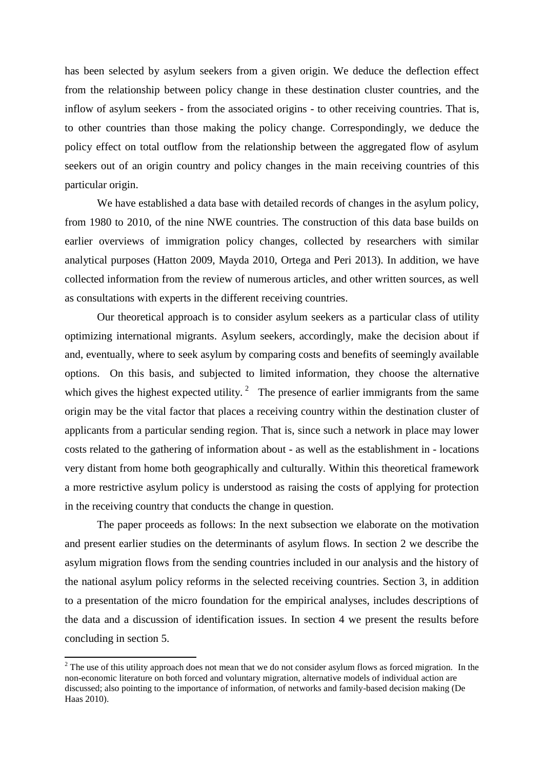has been selected by asylum seekers from a given origin. We deduce the deflection effect from the relationship between policy change in these destination cluster countries, and the inflow of asylum seekers - from the associated origins - to other receiving countries. That is, to other countries than those making the policy change. Correspondingly, we deduce the policy effect on total outflow from the relationship between the aggregated flow of asylum seekers out of an origin country and policy changes in the main receiving countries of this particular origin.

We have established a data base with detailed records of changes in the asylum policy, from 1980 to 2010, of the nine NWE countries. The construction of this data base builds on earlier overviews of immigration policy changes, collected by researchers with similar analytical purposes (Hatton 2009, Mayda 2010, Ortega and Peri 2013). In addition, we have collected information from the review of numerous articles, and other written sources, as well as consultations with experts in the different receiving countries.

Our theoretical approach is to consider asylum seekers as a particular class of utility optimizing international migrants. Asylum seekers, accordingly, make the decision about if and, eventually, where to seek asylum by comparing costs and benefits of seemingly available options. On this basis, and subjected to limited information, they choose the alternative which gives the highest expected utility. [2] The presence of earlier immigrants from the same origin may be the vital factor that places a receiving country within the destination cluster of applicants from a particular sending region. That is, since such a network in place may lower costs related to the gathering of information about - as well as the establishment in - locations very distant from home both geographically and culturally. Within this theoretical framework a more restrictive asylum policy is understood as raising the costs of applying for protection in the receiving country that conducts the change in question.

The paper proceeds as follows: In the next subsection we elaborate on the motivation and present earlier studies on the determinants of asylum flows. In section 2 we describe the asylum migration flows from the sending countries included in our analysis and the history of the national asylum policy reforms in the selected receiving countries. Section 3, in addition to a presentation of the micro foundation for the empirical analyses, includes descriptions of the data and a discussion of identification issues. In section 4 we present the results before concluding in section 5.

[2] The use of this utility approach does not mean that we do not consider asylum flows as forced migration. In the non-economic literature on both forced and voluntary migration, alternative models of individual action are discussed; also pointing to the importance of information, of networks and family-based decision making (De Haas 2010).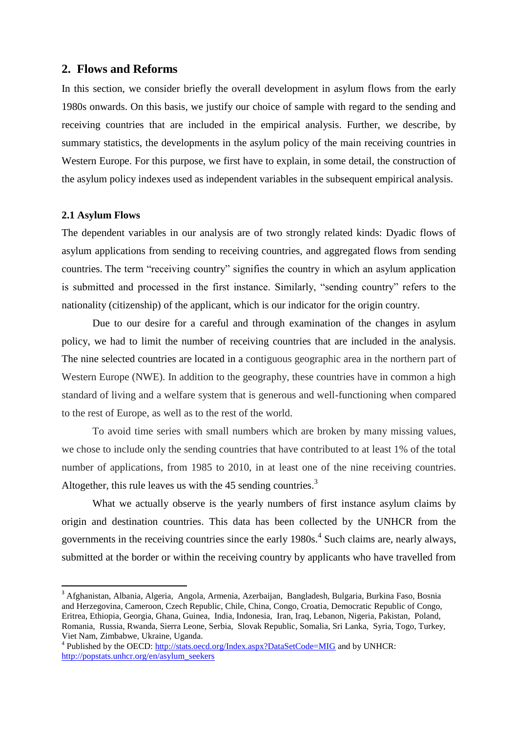## 2. Flows and Reforms

In this section, we consider briefly the overall development in asylum flows from the early 1980s onwards. On this basis, we justify our choice of sample with regard to the sending and receiving countries that are included in the empirical analysis. Further, we describe, by summary statistics, the developments in the asylum policy of the main receiving countries in Western Europe. For this purpose, we first have to explain, in some detail, the construction of the asylum policy indexes used as independent variables in the subsequent empirical analysis.

### 2.1 Asylum Flows

The dependent variables in our analysis are of two strongly related kinds: Dyadic flows of asylum applications from sending to receiving countries, and aggregated flows from sending countries. The term "receiving country" signifies the country in which an asylum application is submitted and processed in the first instance. Similarly, "sending country" refers to the nationality (citizenship) of the applicant, which is our indicator for the origin country.

Due to our desire for a careful and through examination of the changes in asylum policy, we had to limit the number of receiving countries that are included in the analysis. The nine selected countries are located in a contiguous geographic area in the northern part of Western Europe (NWE). In addition to the geography, these countries have in common a high standard of living and a welfare system that is generous and well-functioning when compared to the rest of Europe, as well as to the rest of the world.

To avoid time series with small numbers which are broken by many missing values, we chose to include only the sending countries that have contributed to at least 1% of the total number of applications, from 1985 to 2010, in at least one of the nine receiving countries. Altogether, this rule leaves us with the 45 sending countries.[3]

What we actually observe is the yearly numbers of first instance asylum claims by origin and destination countries. This data has been collected by the UNHCR from the governments in the receiving countries since the early 1980s.[4] Such claims are, nearly always, submitted at the border or within the receiving country by applicants who have travelled from

[3] Afghanistan, Albania, Algeria, Angola, Armenia, Azerbaijan, Bangladesh, Bulgaria, Burkina Faso, Bosnia and Herzegovina, Cameroon, Czech Republic, Chile, China, Congo, Croatia, Democratic Republic of Congo, Eritrea, Ethiopia, Georgia, Ghana, Guinea, India, Indonesia, Iran, Iraq, Lebanon, Nigeria, Pakistan, Poland, Romania, Russia, Rwanda, Sierra Leone, Serbia, Slovak Republic, Somalia, Sri Lanka, Syria, Togo, Turkey, Viet Nam, Zimbabwe, Ukraine, Uganda.

[4] Published by the OECD: http://stats.oecd.org/Index.aspx?DataSetCode=MIG and by UNHCR: http://popstats.unhcr.org/en/asylum_seekers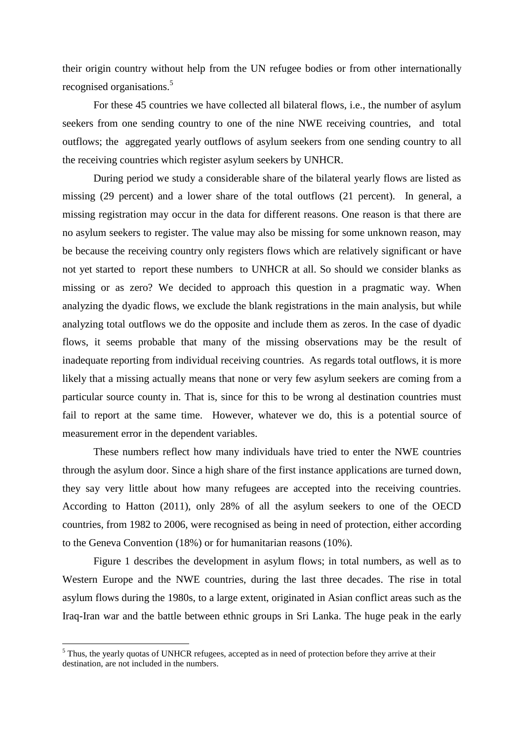their origin country without help from the UN refugee bodies or from other internationally recognised organisations.[5]

For these 45 countries we have collected all bilateral flows, i.e., the number of asylum seekers from one sending country to one of the nine NWE receiving countries, and total outflows; the aggregated yearly outflows of asylum seekers from one sending country to all the receiving countries which register asylum seekers by UNHCR.

During period we study a considerable share of the bilateral yearly flows are listed as missing (29 percent) and a lower share of the total outflows (21 percent). In general, a missing registration may occur in the data for different reasons. One reason is that there are no asylum seekers to register. The value may also be missing for some unknown reason, may be because the receiving country only registers flows which are relatively significant or have not yet started to report these numbers to UNHCR at all. So should we consider blanks as missing or as zero? We decided to approach this question in a pragmatic way. When analyzing the dyadic flows, we exclude the blank registrations in the main analysis, but while analyzing total outflows we do the opposite and include them as zeros. In the case of dyadic flows, it seems probable that many of the missing observations may be the result of inadequate reporting from individual receiving countries. As regards total outflows, it is more likely that a missing actually means that none or very few asylum seekers are coming from a particular source county in. That is, since for this to be wrong al destination countries must fail to report at the same time. However, whatever we do, this is a potential source of measurement error in the dependent variables.

These numbers reflect how many individuals have tried to enter the NWE countries through the asylum door. Since a high share of the first instance applications are turned down, they say very little about how many refugees are accepted into the receiving countries. According to Hatton (2011), only 28% of all the asylum seekers to one of the OECD countries, from 1982 to 2006, were recognised as being in need of protection, either according to the Geneva Convention (18%) or for humanitarian reasons (10%).

Figure 1 describes the development in asylum flows; in total numbers, as well as to Western Europe and the NWE countries, during the last three decades. The rise in total asylum flows during the 1980s, to a large extent, originated in Asian conflict areas such as the Iraq-Iran war and the battle between ethnic groups in Sri Lanka. The huge peak in the early

[5] Thus, the yearly quotas of UNHCR refugees, accepted as in need of protection before they arrive at their destination, are not included in the numbers.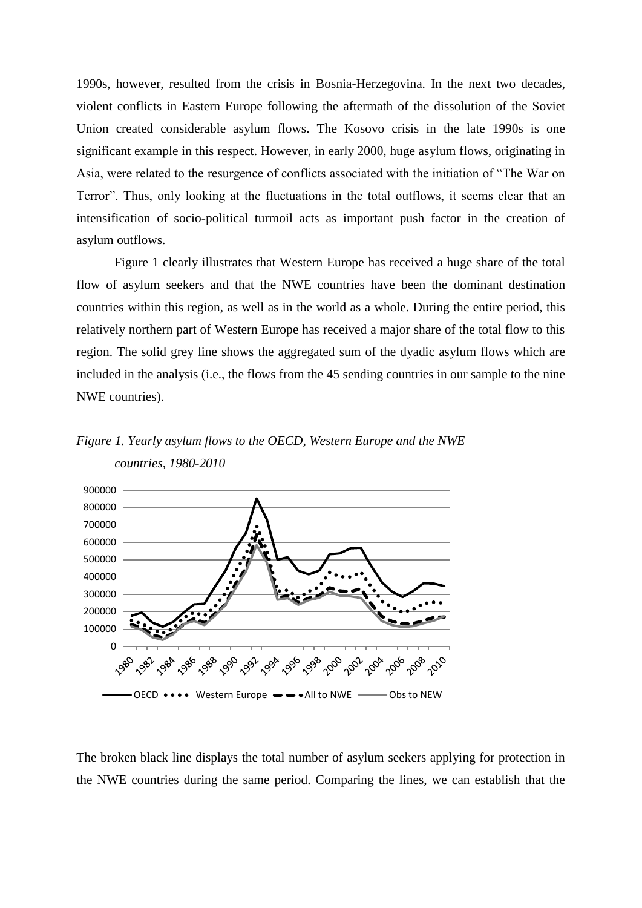1990s, however, resulted from the crisis in Bosnia-Herzegovina. In the next two decades, violent conflicts in Eastern Europe following the aftermath of the dissolution of the Soviet Union created considerable asylum flows. The Kosovo crisis in the late 1990s is one significant example in this respect. However, in early 2000, huge asylum flows, originating in Asia, were related to the resurgence of conflicts associated with the initiation of "The War on Terror". Thus, only looking at the fluctuations in the total outflows, it seems clear that an intensification of socio-political turmoil acts as important push factor in the creation of asylum outflows.

Figure 1 clearly illustrates that Western Europe has received a huge share of the total flow of asylum seekers and that the NWE countries have been the dominant destination countries within this region, as well as in the world as a whole. During the entire period, this relatively northern part of Western Europe has received a major share of the total flow to this region. The solid grey line shows the aggregated sum of the dyadic asylum flows which are included in the analysis (i.e., the flows from the 45 sending countries in our sample to the nine NWE countries).

*Figure 1. Yearly asylum flows to the OECD, Western Europe and the NWE countries, 1980-2010*

The broken black line displays the total number of asylum seekers applying for protection in the NWE countries during the same period. Comparing the lines, we can establish that the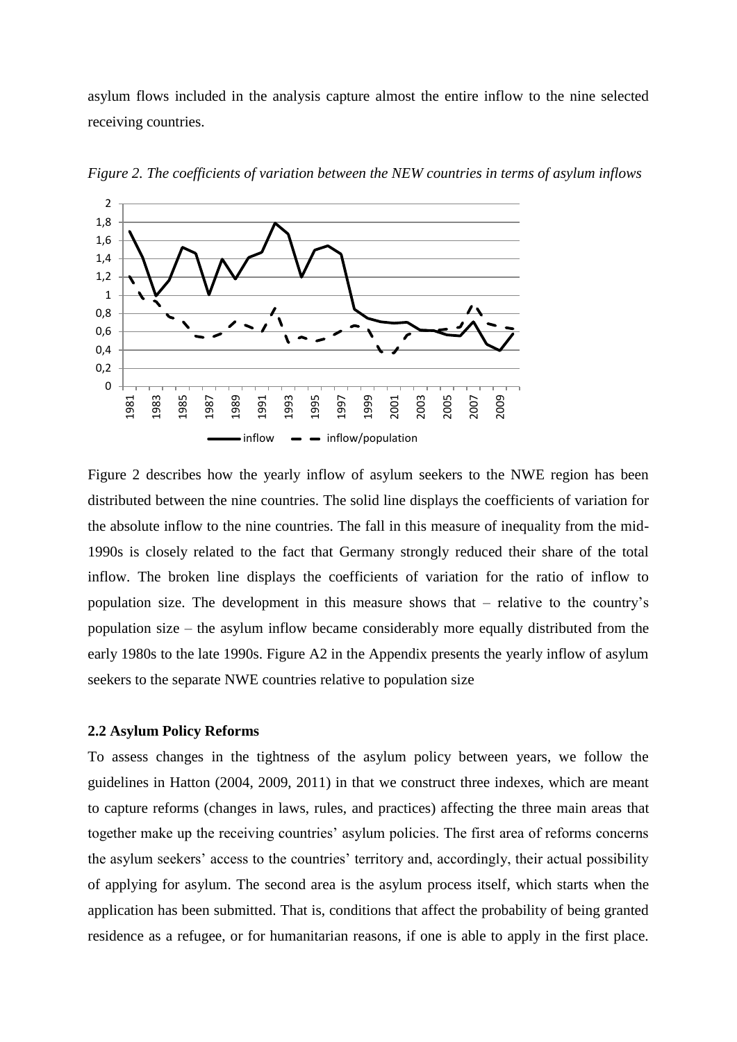asylum flows included in the analysis capture almost the entire inflow to the nine selected receiving countries.

*Figure 2. The coefficients of variation between the NEW countries in terms of asylum inflows*

Figure 2 describes how the yearly inflow of asylum seekers to the NWE region has been distributed between the nine countries. The solid line displays the coefficients of variation for the absolute inflow to the nine countries. The fall in this measure of inequality from the mid-1990s is closely related to the fact that Germany strongly reduced their share of the total inflow. The broken line displays the coefficients of variation for the ratio of inflow to population size. The development in this measure shows that – relative to the country's population size – the asylum inflow became considerably more equally distributed from the early 1980s to the late 1990s. Figure A2 in the Appendix presents the yearly inflow of asylum seekers to the separate NWE countries relative to population size

### 2.2 Asylum Policy Reforms

To assess changes in the tightness of the asylum policy between years, we follow the guidelines in Hatton (2004, 2009, 2011) in that we construct three indexes, which are meant to capture reforms (changes in laws, rules, and practices) affecting the three main areas that together make up the receiving countries' asylum policies. The first area of reforms concerns the asylum seekers' access to the countries' territory and, accordingly, their actual possibility of applying for asylum. The second area is the asylum process itself, which starts when the application has been submitted. That is, conditions that affect the probability of being granted residence as a refugee, or for humanitarian reasons, if one is able to apply in the first place.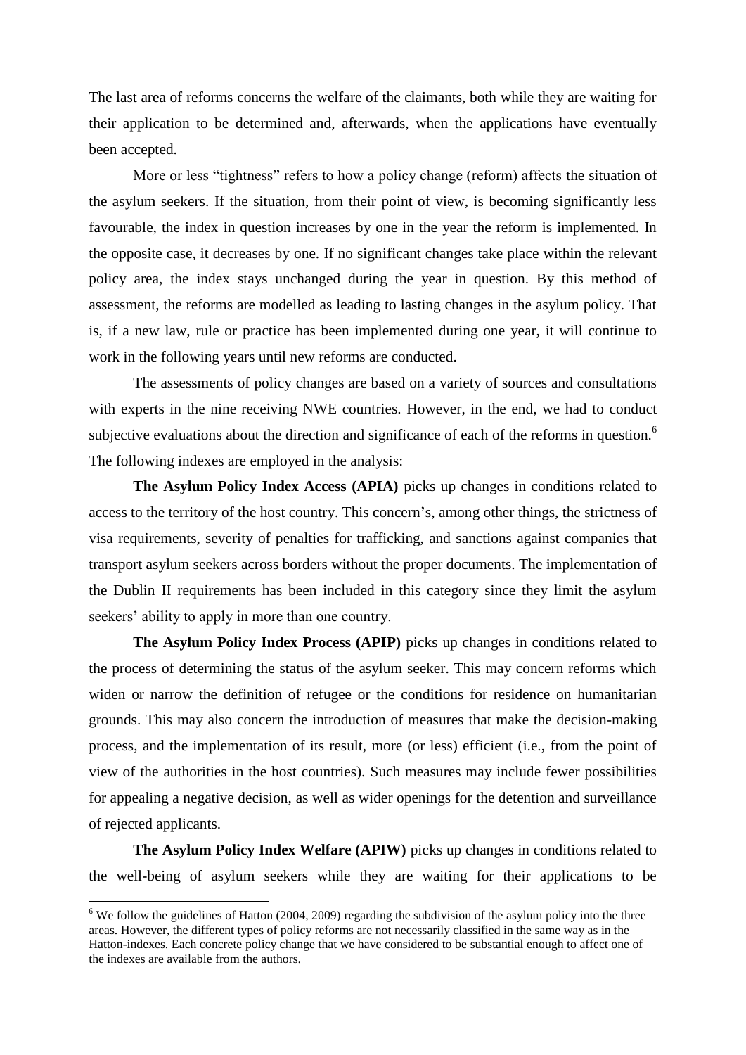The last area of reforms concerns the welfare of the claimants, both while they are waiting for their application to be determined and, afterwards, when the applications have eventually been accepted.

More or less "tightness" refers to how a policy change (reform) affects the situation of the asylum seekers. If the situation, from their point of view, is becoming significantly less favourable, the index in question increases by one in the year the reform is implemented. In the opposite case, it decreases by one. If no significant changes take place within the relevant policy area, the index stays unchanged during the year in question. By this method of assessment, the reforms are modelled as leading to lasting changes in the asylum policy. That is, if a new law, rule or practice has been implemented during one year, it will continue to work in the following years until new reforms are conducted.

The assessments of policy changes are based on a variety of sources and consultations with experts in the nine receiving NWE countries. However, in the end, we had to conduct subjective evaluations about the direction and significance of each of the reforms in question.[6] The following indexes are employed in the analysis:

**The Asylum Policy Index Access (APIA)** picks up changes in conditions related to access to the territory of the host country. This concern's, among other things, the strictness of visa requirements, severity of penalties for trafficking, and sanctions against companies that transport asylum seekers across borders without the proper documents. The implementation of the Dublin II requirements has been included in this category since they limit the asylum seekers' ability to apply in more than one country.

**The Asylum Policy Index Process (APIP)** picks up changes in conditions related to the process of determining the status of the asylum seeker. This may concern reforms which widen or narrow the definition of refugee or the conditions for residence on humanitarian grounds. This may also concern the introduction of measures that make the decision-making process, and the implementation of its result, more (or less) efficient (i.e., from the point of view of the authorities in the host countries). Such measures may include fewer possibilities for appealing a negative decision, as well as wider openings for the detention and surveillance of rejected applicants.

**The Asylum Policy Index Welfare (APIW)** picks up changes in conditions related to the well-being of asylum seekers while they are waiting for their applications to be

---

[6] We follow the guidelines of Hatton (2004, 2009) regarding the subdivision of the asylum policy into the three areas. However, the different types of policy reforms are not necessarily classified in the same way as in the Hatton-indexes. Each concrete policy change that we have considered to be substantial enough to affect one of the indexes are available from the authors.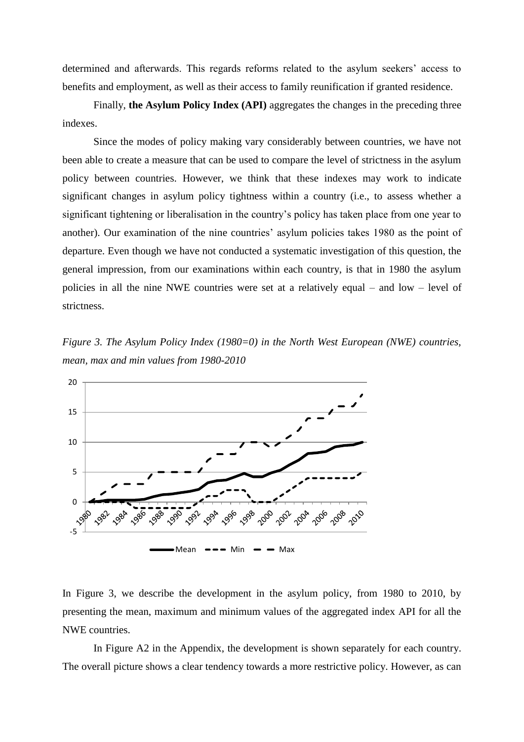determined and afterwards. This regards reforms related to the asylum seekers' access to benefits and employment, as well as their access to family reunification if granted residence.

Finally, **the Asylum Policy Index (API)** aggregates the changes in the preceding three indexes.

Since the modes of policy making vary considerably between countries, we have not been able to create a measure that can be used to compare the level of strictness in the asylum policy between countries. However, we think that these indexes may work to indicate significant changes in asylum policy tightness within a country (i.e., to assess whether a significant tightening or liberalisation in the country's policy has taken place from one year to another). Our examination of the nine countries' asylum policies takes 1980 as the point of departure. Even though we have not conducted a systematic investigation of this question, the general impression, from our examinations within each country, is that in 1980 the asylum policies in all the nine NWE countries were set at a relatively equal – and low – level of strictness.

*Figure 3. The Asylum Policy Index (1980=0) in the North West European (NWE) countries, mean, max and min values from 1980-2010*

In Figure 3, we describe the development in the asylum policy, from 1980 to 2010, by presenting the mean, maximum and minimum values of the aggregated index API for all the NWE countries.

In Figure A2 in the Appendix, the development is shown separately for each country. The overall picture shows a clear tendency towards a more restrictive policy. However, as can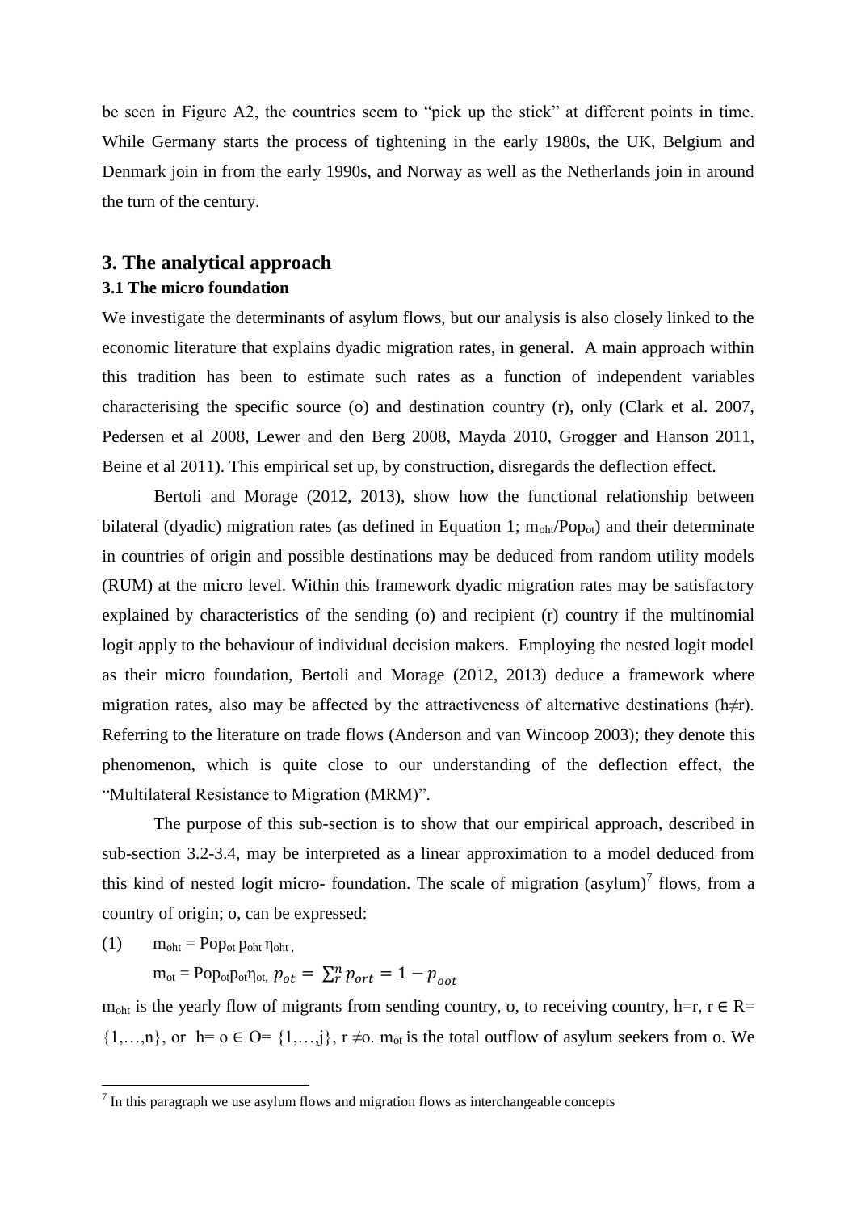be seen in Figure A2, the countries seem to "pick up the stick" at different points in time. While Germany starts the process of tightening in the early 1980s, the UK, Belgium and Denmark join in from the early 1990s, and Norway as well as the Netherlands join in around the turn of the century.

## 3. The analytical approach

### 3.1 The micro foundation

We investigate the determinants of asylum flows, but our analysis is also closely linked to the economic literature that explains dyadic migration rates, in general. A main approach within this tradition has been to estimate such rates as a function of independent variables characterising the specific source (o) and destination country (r), only (Clark et al. 2007, Pedersen et al 2008, Lewer and den Berg 2008, Mayda 2010, Grogger and Hanson 2011, Beine et al 2011). This empirical set up, by construction, disregards the deflection effect.

Bertoli and Morage (2012, 2013), show how the functional relationship between bilateral (dyadic) migration rates (as defined in Equation 1; $m_{oht}/Pop_{ot}$) and their determinate in countries of origin and possible destinations may be deduced from random utility models (RUM) at the micro level. Within this framework dyadic migration rates may be satisfactory explained by characteristics of the sending (o) and recipient (r) country if the multinomial logit apply to the behaviour of individual decision makers. Employing the nested logit model as their micro foundation, Bertoli and Morage (2012, 2013) deduce a framework where migration rates, also may be affected by the attractiveness of alternative destinations ($h \neq r$). Referring to the literature on trade flows (Anderson and van Wincoop 2003); they denote this phenomenon, which is quite close to our understanding of the deflection effect, the "Multilateral Resistance to Migration (MRM)".

The purpose of this sub-section is to show that our empirical approach, described in sub-section 3.2-3.4, may be interpreted as a linear approximation to a model deduced from this kind of nested logit micro- foundation. The scale of migration (asylum)[7] flows, from a country of origin; o, can be expressed:

(1) $m_{oht} = Pop_{ot}\, p_{oht}\, \eta_{oht}$ ,

$m_{ot} = Pop_{ot} p_{ot} \eta_{ot},\ p_{ot} = \sum_r^n p_{ort} = 1 - p_{oot}$

$m_{oht}$ is the yearly flow of migrants from sending country, o, to receiving country, $h=r$, $r \in R = \{1,\ldots,n\}$, or $h = o \in O = \{1,\ldots,j\}$, $r \neq o$. $m_{ot}$ is the total outflow of asylum seekers from o. We

[7] In this paragraph we use asylum flows and migration flows as interchangeable concepts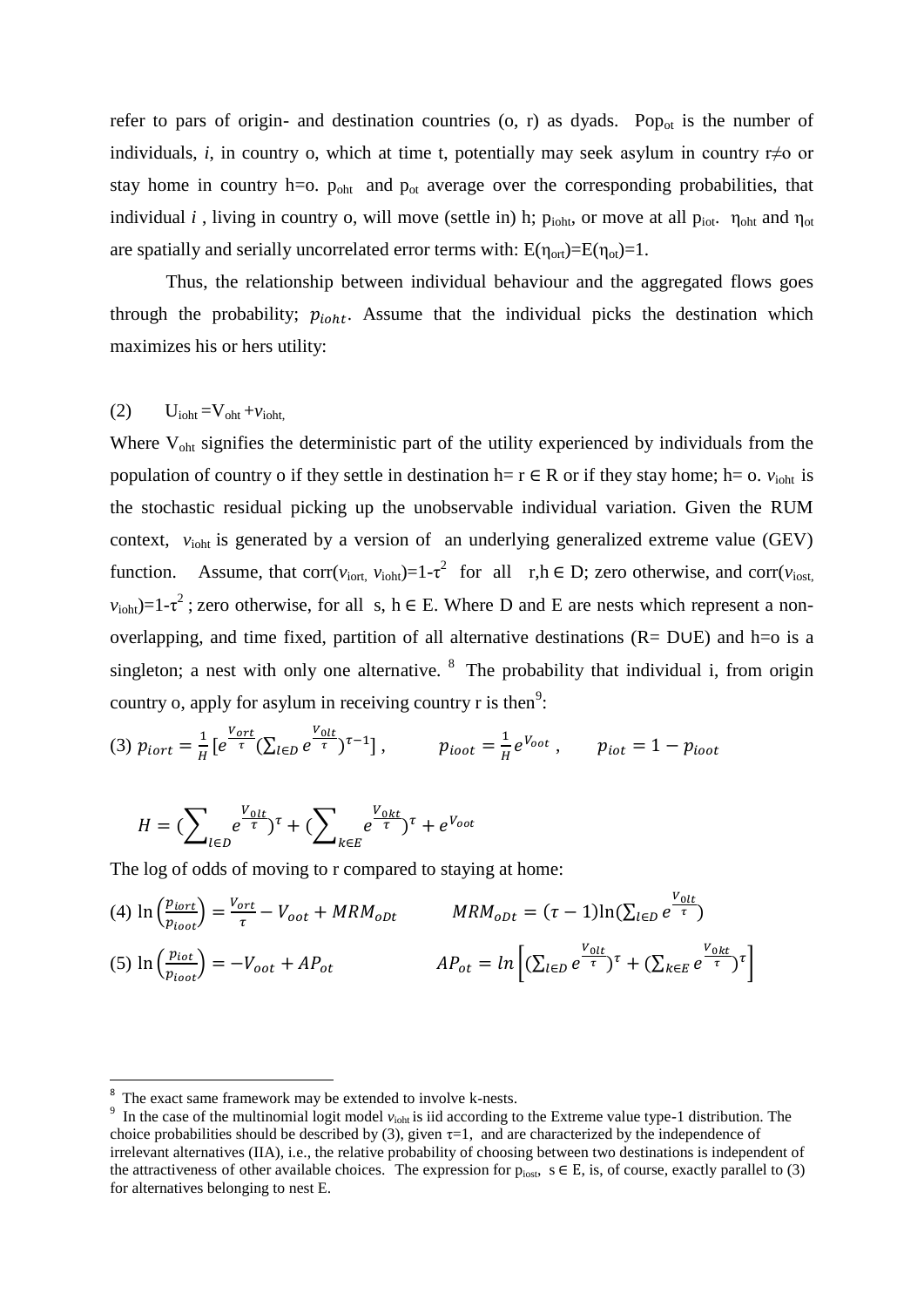refer to pars of origin- and destination countries (o, r) as dyads. $Pop_{ot}$ is the number of individuals, *i*, in country o, which at time t, potentially may seek asylum in country r≠o or stay home in country h=o. $p_{oht}$ and $p_{ot}$ average over the corresponding probabilities, that individual *i* , living in country o, will move (settle in) h; $p_{ioht}$, or move at all $p_{iot}$. $\eta_{oht}$ and $\eta_{ot}$ are spatially and serially uncorrelated error terms with: $E(\eta_{ort})=E(\eta_{ot})=1$.

Thus, the relationship between individual behaviour and the aggregated flows goes through the probability; $p_{ioht}$. Assume that the individual picks the destination which maximizes his or hers utility:

(2) $U_{ioht} = V_{oht} + v_{ioht},$

Where $V_{oht}$ signifies the deterministic part of the utility experienced by individuals from the population of country o if they settle in destination h= r ∈ R or if they stay home; h= o. $v_{ioht}$ is the stochastic residual picking up the unobservable individual variation. Given the RUM context, $v_{ioht}$ is generated by a version of an underlying generalized extreme value (GEV) function. Assume, that $corr(v_{iort}, v_{ioht})=1-\tau^2$ for all r,h ∈ D; zero otherwise, and $corr(v_{iost}, v_{ioht})=1-\tau^2$ ; zero otherwise, for all s, h ∈ E. Where D and E are nests which represent a non-overlapping, and time fixed, partition of all alternative destinations (R= D∪E) and h=o is a singleton; a nest with only one alternative. [8] The probability that individual i, from origin country o, apply for asylum in receiving country r is then[9]:

$$\text{(3)}\quad p_{iort} = \frac{1}{H}\left[e^{\frac{V_{ort}}{\tau}}\left(\sum_{l\in D} e^{\frac{V_{olt}}{\tau}}\right)^{\tau-1}\right], \qquad p_{ioot} = \frac{1}{H}e^{V_{oot}}, \qquad p_{iot} = 1 - p_{ioot}$$

$$H = \left(\sum_{l\in D} e^{\frac{V_{0lt}}{\tau}}\right)^{\tau} + \left(\sum_{k\in E} e^{\frac{V_{0kt}}{\tau}}\right)^{\tau} + e^{V_{oot}}$$

The log of odds of moving to r compared to staying at home:

$$\text{(4)}\quad \ln\left(\frac{p_{iort}}{p_{ioot}}\right) = \frac{V_{ort}}{\tau} - V_{oot} + MRM_{oDt} \qquad MRM_{oDt} = (\tau-1)\ln\left(\sum_{l\in D} e^{\frac{V_{0lt}}{\tau}}\right)$$

$$\text{(5)}\quad \ln\left(\frac{p_{iot}}{p_{ioot}}\right) = -V_{oot} + AP_{ot} \qquad AP_{ot} = ln\left[\left(\sum_{l\in D} e^{\frac{V_{0lt}}{\tau}}\right)^{\tau} + \left(\sum_{k\in E} e^{\frac{V_{0kt}}{\tau}}\right)^{\tau}\right]$$

---

[8] The exact same framework may be extended to involve k-nests.

[9] In the case of the multinomial logit model $v_{ioht}$ is iid according to the Extreme value type-1 distribution. The choice probabilities should be described by (3), given τ=1, and are characterized by the independence of irrelevant alternatives (IIA), i.e., the relative probability of choosing between two destinations is independent of the attractiveness of other available choices. The expression for $p_{iost}$, s ∈ E, is, of course, exactly parallel to (3) for alternatives belonging to nest E.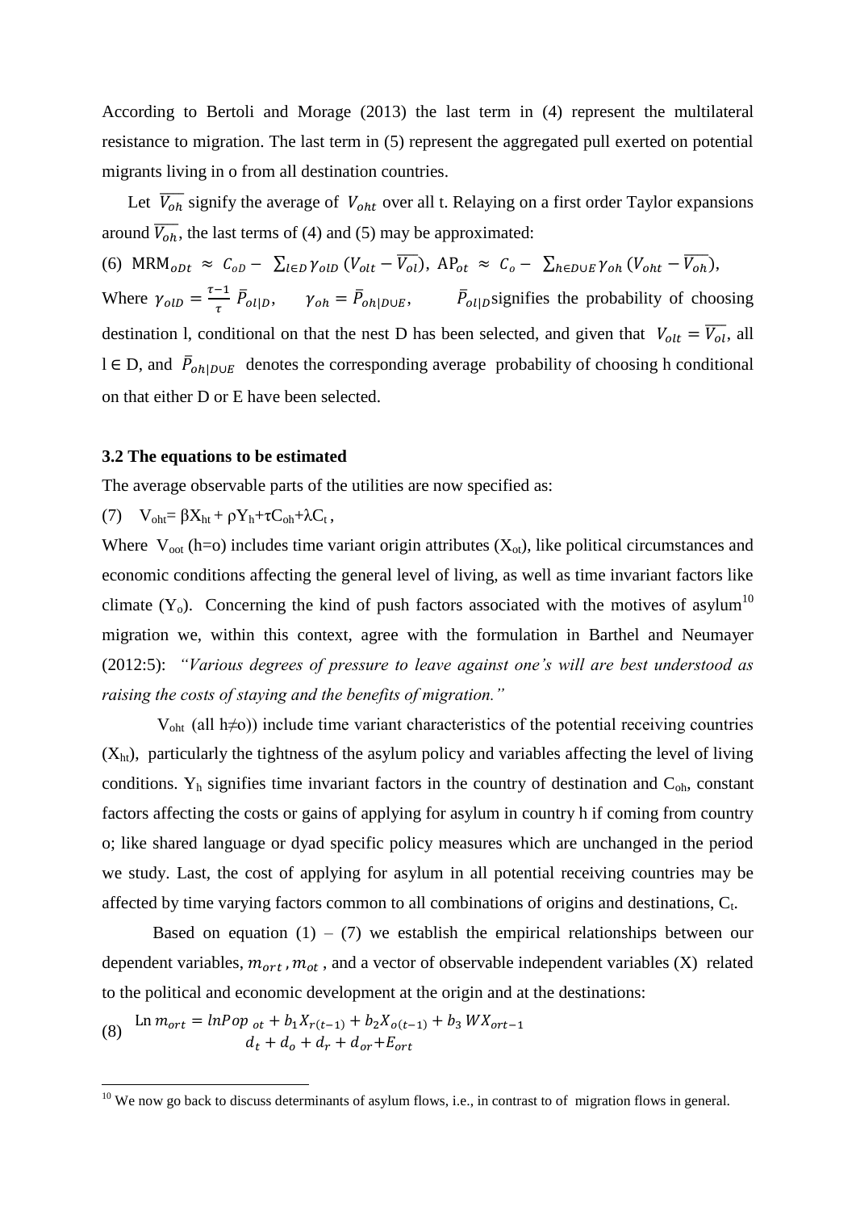According to Bertoli and Morage (2013) the last term in (4) represent the multilateral resistance to migration. The last term in (5) represent the aggregated pull exerted on potential migrants living in o from all destination countries.

Let $\overline{V_{oh}}$ signify the average of $V_{oht}$ over all t. Relaying on a first order Taylor expansions around $\overline{V_{oh}}$, the last terms of (4) and (5) may be approximated:

(6) $\text{MRM}_{oDt} \approx C_{oD} - \sum_{l \in D} \gamma_{olD} (V_{olt} - \overline{V_{ol}})$, $\text{AP}_{ot} \approx C_o - \sum_{h \in D \cup E} \gamma_{oh} (V_{oht} - \overline{V_{oh}})$,

Where $\gamma_{olD} = \frac{\tau - 1}{\tau} \bar{P}_{ol|D}$, $\gamma_{oh} = \bar{P}_{oh|D \cup E}$, $\bar{P}_{ol|D}$ signifies the probability of choosing destination l, conditional on that the nest D has been selected, and given that $V_{olt} = \overline{V_{ol}}$, all $l \in D$, and $\bar{P}_{oh|D \cup E}$ denotes the corresponding average probability of choosing h conditional on that either D or E have been selected.

### 3.2 The equations to be estimated

The average observable parts of the utilities are now specified as:

(7) $V_{oht} = \beta X_{ht} + \rho Y_h + \tau C_{oh} + \lambda C_t$,

Where $V_{oot}$ (h=o) includes time variant origin attributes ($X_{ot}$), like political circumstances and economic conditions affecting the general level of living, as well as time invariant factors like climate ($Y_o$). Concerning the kind of push factors associated with the motives of asylum[10] migration we, within this context, agree with the formulation in Barthel and Neumayer (2012:5): *"Various degrees of pressure to leave against one's will are best understood as raising the costs of staying and the benefits of migration."*

$V_{oht}$ (all h≠o)) include time variant characteristics of the potential receiving countries ($X_{ht}$), particularly the tightness of the asylum policy and variables affecting the level of living conditions. $Y_h$ signifies time invariant factors in the country of destination and $C_{oh}$, constant factors affecting the costs or gains of applying for asylum in country h if coming from country o; like shared language or dyad specific policy measures which are unchanged in the period we study. Last, the cost of applying for asylum in all potential receiving countries may be affected by time varying factors common to all combinations of origins and destinations, $C_t$.

Based on equation (1) – (7) we establish the empirical relationships between our dependent variables, $m_{ort}$, $m_{ot}$, and a vector of observable independent variables (X) related to the political and economic development at the origin and at the destinations:

$$(8) \quad \text{Ln}\, m_{ort} = lnPop_{ot} + b_1 X_{r(t-1)} + b_2 X_{o(t-1)} + b_3\, WX_{ort-1} + d_t + d_o + d_r + d_{or} + E_{ort}$$

[10] We now go back to discuss determinants of asylum flows, i.e., in contrast to of migration flows in general.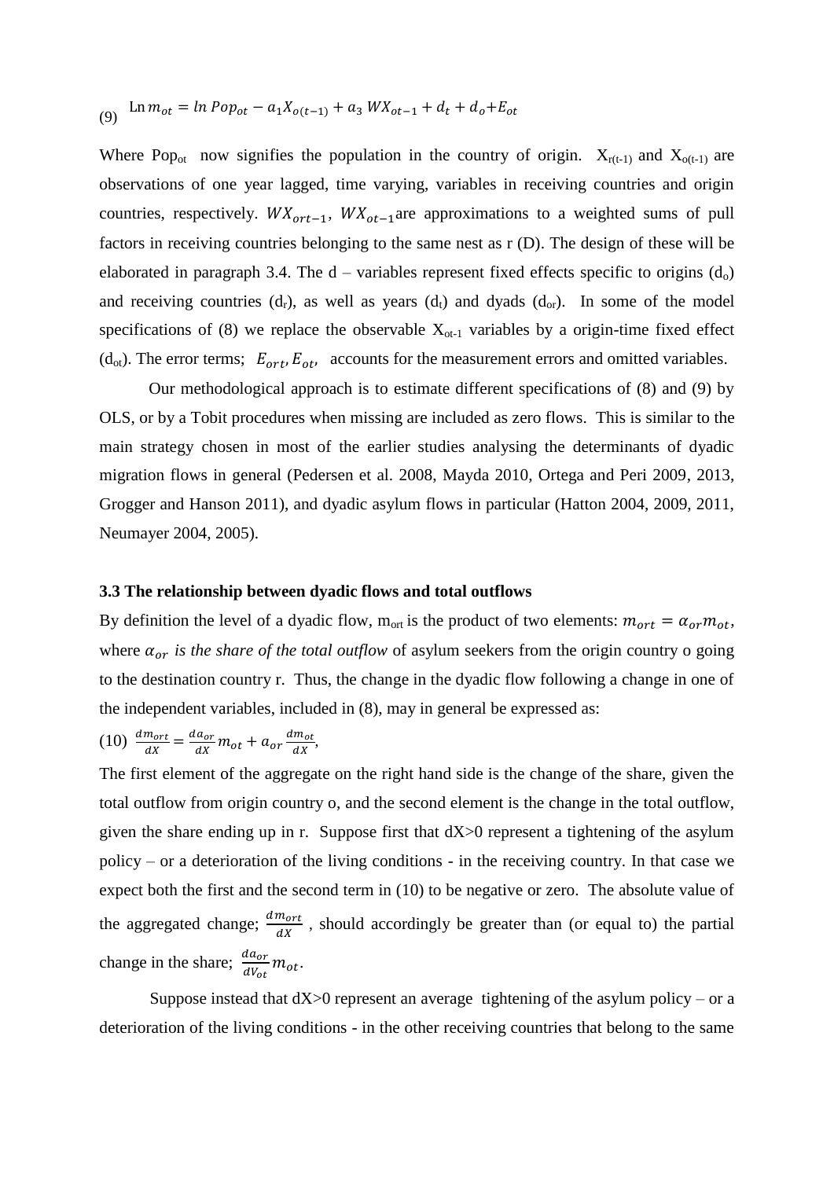$$(9) \quad \text{Ln}\, m_{ot} = \ln Pop_{ot} - a_1 X_{o(t-1)} + a_3\, WX_{ot-1} + d_t + d_o + E_{ot}$$

Where $Pop_{ot}$ now signifies the population in the country of origin. $X_{r(t-1)}$ and $X_{o(t-1)}$ are observations of one year lagged, time varying, variables in receiving countries and origin countries, respectively. $WX_{ort-1}$, $WX_{ot-1}$ are approximations to a weighted sums of pull factors in receiving countries belonging to the same nest as r (D). The design of these will be elaborated in paragraph 3.4. The d – variables represent fixed effects specific to origins ($d_o$) and receiving countries ($d_r$), as well as years ($d_t$) and dyads ($d_{or}$). In some of the model specifications of (8) we replace the observable $X_{ot-1}$ variables by a origin-time fixed effect ($d_{ot}$). The error terms; $E_{ort}, E_{ot}$, accounts for the measurement errors and omitted variables.

Our methodological approach is to estimate different specifications of (8) and (9) by OLS, or by a Tobit procedures when missing are included as zero flows. This is similar to the main strategy chosen in most of the earlier studies analysing the determinants of dyadic migration flows in general (Pedersen et al. 2008, Mayda 2010, Ortega and Peri 2009, 2013, Grogger and Hanson 2011), and dyadic asylum flows in particular (Hatton 2004, 2009, 2011, Neumayer 2004, 2005).

### 3.3 The relationship between dyadic flows and total outflows

By definition the level of a dyadic flow, $m_{ort}$ is the product of two elements: $m_{ort} = \alpha_{or} m_{ot}$, where $\alpha_{or}$ *is the share of the total outflow* of asylum seekers from the origin country o going to the destination country r. Thus, the change in the dyadic flow following a change in one of the independent variables, included in (8), may in general be expressed as:

$$(10) \quad \frac{dm_{ort}}{dX} = \frac{da_{or}}{dX} m_{ot} + a_{or} \frac{dm_{ot}}{dX},$$

The first element of the aggregate on the right hand side is the change of the share, given the total outflow from origin country o, and the second element is the change in the total outflow, given the share ending up in r. Suppose first that dX>0 represent a tightening of the asylum policy – or a deterioration of the living conditions - in the receiving country. In that case we expect both the first and the second term in (10) to be negative or zero. The absolute value of the aggregated change; $\frac{dm_{ort}}{dX}$, should accordingly be greater than (or equal to) the partial change in the share; $\frac{da_{or}}{dV_{ot}} m_{ot}$.

Suppose instead that dX>0 represent an average tightening of the asylum policy – or a deterioration of the living conditions - in the other receiving countries that belong to the same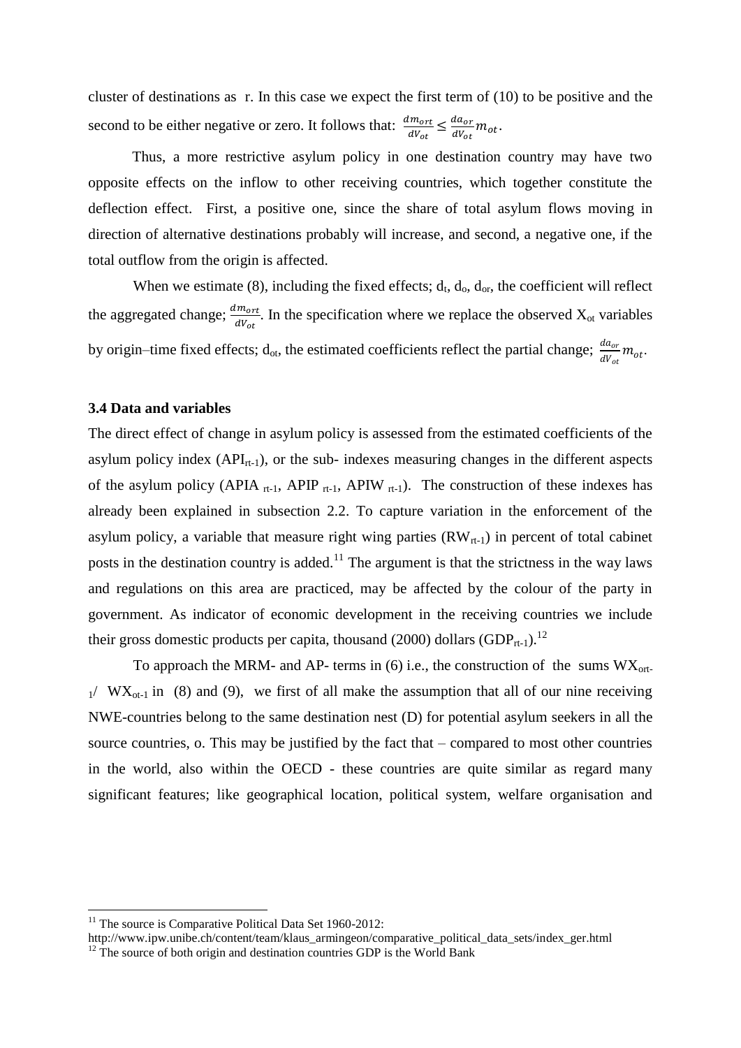cluster of destinations as r. In this case we expect the first term of (10) to be positive and the second to be either negative or zero. It follows that: $\frac{dm_{ort}}{dV_{ot}} \leq \frac{da_{or}}{dV_{ot}} m_{ot}$.

Thus, a more restrictive asylum policy in one destination country may have two opposite effects on the inflow to other receiving countries, which together constitute the deflection effect. First, a positive one, since the share of total asylum flows moving in direction of alternative destinations probably will increase, and second, a negative one, if the total outflow from the origin is affected.

When we estimate (8), including the fixed effects; $d_t$, $d_o$, $d_{or}$, the coefficient will reflect the aggregated change; $\frac{dm_{ort}}{dV_{ot}}$. In the specification where we replace the observed $X_{ot}$ variables by origin–time fixed effects; $d_{ot}$, the estimated coefficients reflect the partial change; $\frac{da_{or}}{dV_{ot}} m_{ot}$.

### 3.4 Data and variables

The direct effect of change in asylum policy is assessed from the estimated coefficients of the asylum policy index ($API_{rt-1}$), or the sub- indexes measuring changes in the different aspects of the asylum policy ($APIA_{rt-1}$, $APIP_{rt-1}$, $APIW_{rt-1}$). The construction of these indexes has already been explained in subsection 2.2. To capture variation in the enforcement of the asylum policy, a variable that measure right wing parties ($RW_{rt-1}$) in percent of total cabinet posts in the destination country is added.[11] The argument is that the strictness in the way laws and regulations on this area are practiced, may be affected by the colour of the party in government. As indicator of economic development in the receiving countries we include their gross domestic products per capita, thousand (2000) dollars ($GDP_{rt-1}$).[12]

To approach the MRM- and AP- terms in (6) i.e., the construction of the sums $WX_{ort-1}$/ $WX_{ot-1}$ in (8) and (9), we first of all make the assumption that all of our nine receiving NWE-countries belong to the same destination nest (D) for potential asylum seekers in all the source countries, o. This may be justified by the fact that – compared to most other countries in the world, also within the OECD - these countries are quite similar as regard many significant features; like geographical location, political system, welfare organisation and

---

[11] The source is Comparative Political Data Set 1960-2012: http://www.ipw.unibe.ch/content/team/klaus_armingeon/comparative_political_data_sets/index_ger.html

[12] The source of both origin and destination countries GDP is the World Bank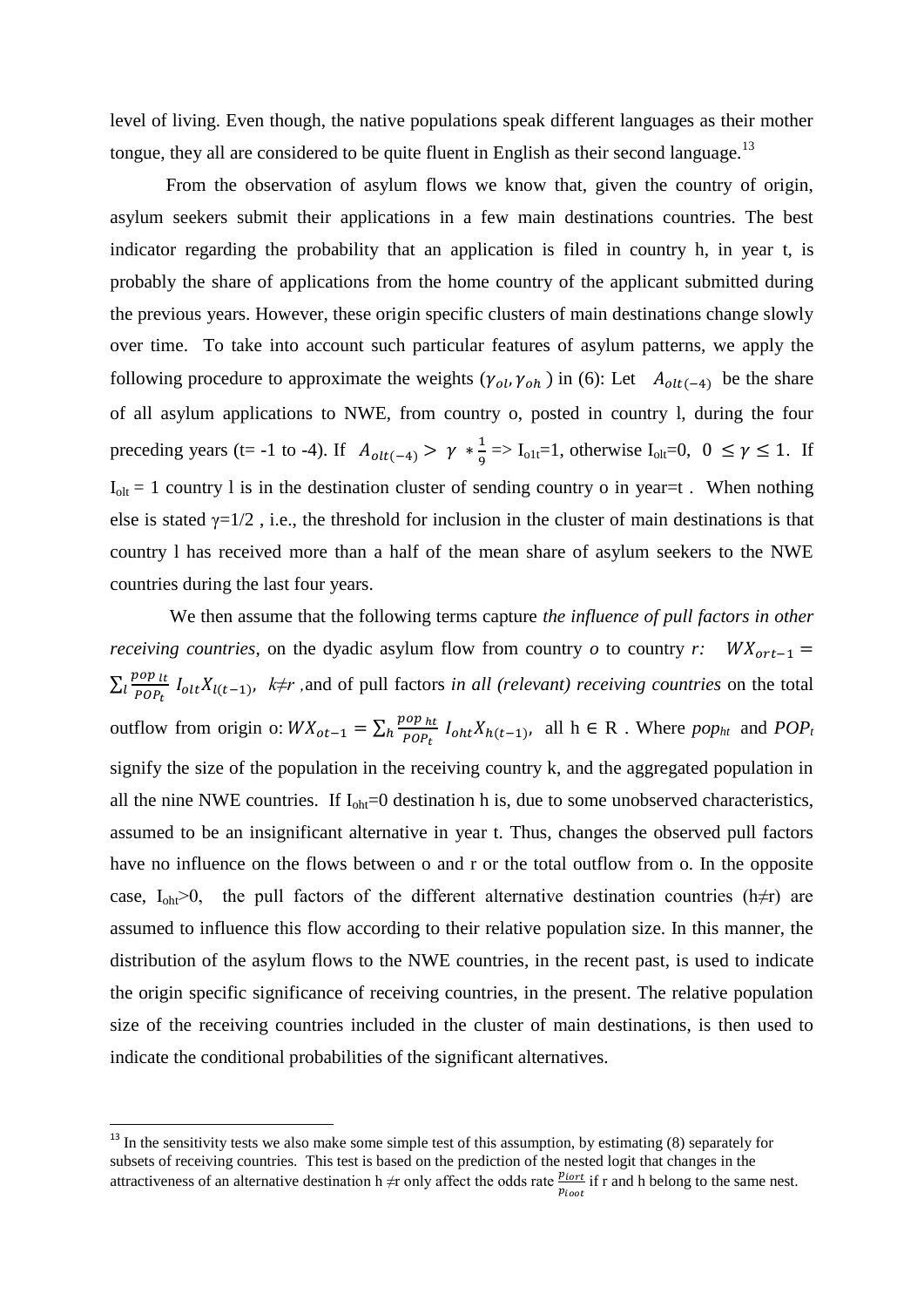level of living. Even though, the native populations speak different languages as their mother tongue, they all are considered to be quite fluent in English as their second language.[13]

From the observation of asylum flows we know that, given the country of origin, asylum seekers submit their applications in a few main destinations countries. The best indicator regarding the probability that an application is filed in country h, in year t, is probably the share of applications from the home country of the applicant submitted during the previous years. However, these origin specific clusters of main destinations change slowly over time. To take into account such particular features of asylum patterns, we apply the following procedure to approximate the weights ($\gamma_{ol}, \gamma_{oh}$) in (6): Let $A_{olt(-4)}$ be the share of all asylum applications to NWE, from country o, posted in country l, during the four preceding years (t= -1 to -4). If $A_{olt(-4)} > \gamma * \frac{1}{9}$ => $I_{o1t}$=1, otherwise $I_{olt}$=0, $0 \leq \gamma \leq 1$. If $I_{olt}$ = 1 country l is in the destination cluster of sending country o in year=t . When nothing else is stated $\gamma$=1/2 , i.e., the threshold for inclusion in the cluster of main destinations is that country l has received more than a half of the mean share of asylum seekers to the NWE countries during the last four years.

We then assume that the following terms capture *the influence of pull factors in other receiving countries*, on the dyadic asylum flow from country *o* to country *r:* $WX_{ort-1} = \sum_l \frac{pop_{lt}}{POP_t} I_{olt} X_{l(t-1)}$, $k \neq r$ ,and of pull factors *in all (relevant) receiving countries* on the total outflow from origin o: $WX_{ot-1} = \sum_h \frac{pop_{ht}}{POP_t} I_{oht} X_{h(t-1)}$, all $h \in$ R . Where $pop_{ht}$ and $POP_t$ signify the size of the population in the receiving country k, and the aggregated population in all the nine NWE countries. If $I_{oht}$=0 destination h is, due to some unobserved characteristics, assumed to be an insignificant alternative in year t. Thus, changes the observed pull factors have no influence on the flows between o and r or the total outflow from o. In the opposite case, $I_{oht}$>0, the pull factors of the different alternative destination countries (h≠r) are assumed to influence this flow according to their relative population size. In this manner, the distribution of the asylum flows to the NWE countries, in the recent past, is used to indicate the origin specific significance of receiving countries, in the present. The relative population size of the receiving countries included in the cluster of main destinations, is then used to indicate the conditional probabilities of the significant alternatives.

---

[13] In the sensitivity tests we also make some simple test of this assumption, by estimating (8) separately for subsets of receiving countries. This test is based on the prediction of the nested logit that changes in the attractiveness of an alternative destination h ≠r only affect the odds rate $\frac{p_{iort}}{p_{ioot}}$ if r and h belong to the same nest.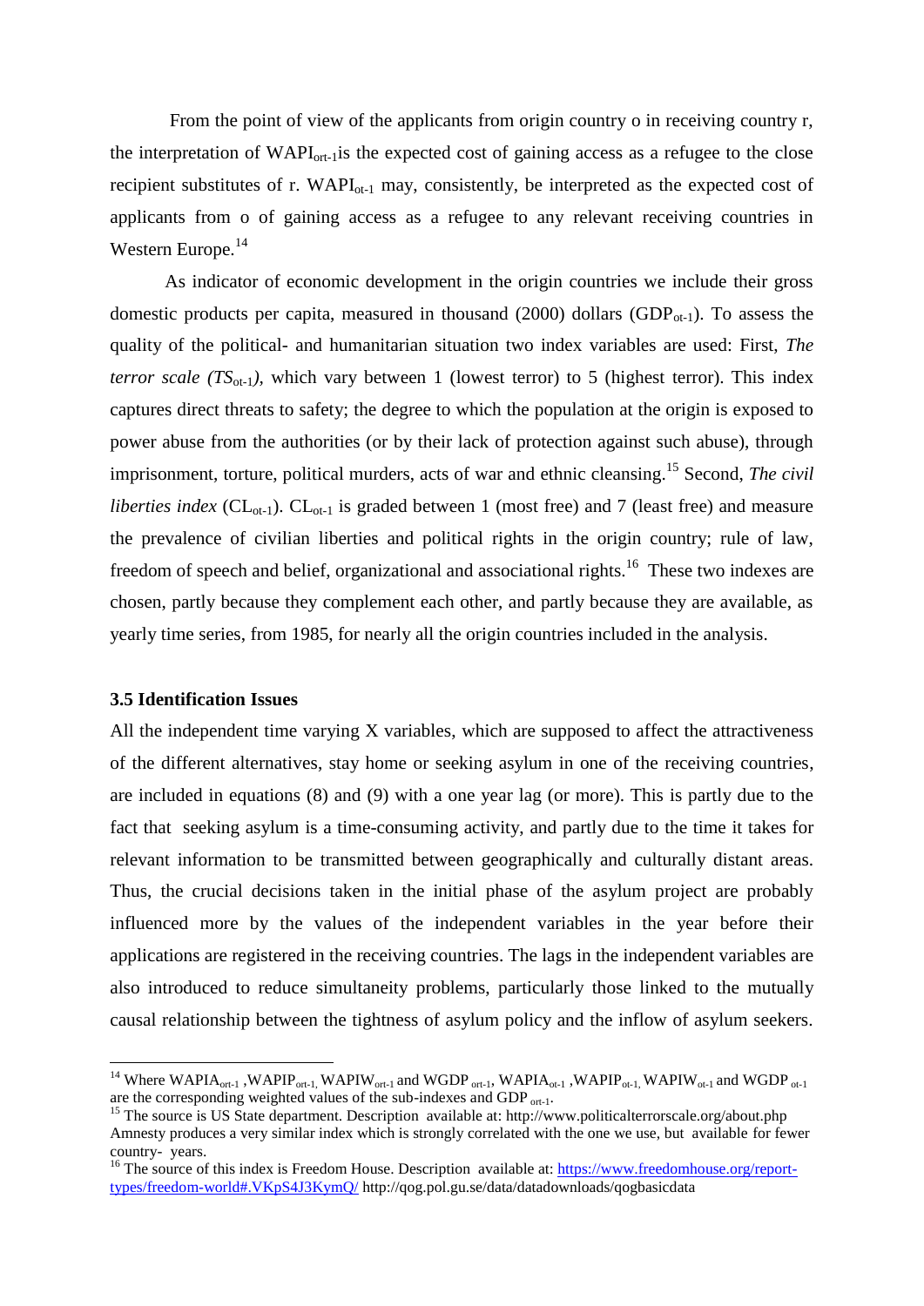From the point of view of the applicants from origin country o in receiving country r, the interpretation of $WAPI_{ort-1}$ is the expected cost of gaining access as a refugee to the close recipient substitutes of r. $WAPI_{ot-1}$ may, consistently, be interpreted as the expected cost of applicants from o of gaining access as a refugee to any relevant receiving countries in Western Europe.[14]

As indicator of economic development in the origin countries we include their gross domestic products per capita, measured in thousand (2000) dollars ($GDP_{ot-1}$). To assess the quality of the political- and humanitarian situation two index variables are used: First, *The terror scale* ($TS_{ot-1}$), which vary between 1 (lowest terror) to 5 (highest terror). This index captures direct threats to safety; the degree to which the population at the origin is exposed to power abuse from the authorities (or by their lack of protection against such abuse), through imprisonment, torture, political murders, acts of war and ethnic cleansing.[15] Second, *The civil liberties index* ($CL_{ot-1}$). $CL_{ot-1}$ is graded between 1 (most free) and 7 (least free) and measure the prevalence of civilian liberties and political rights in the origin country; rule of law, freedom of speech and belief, organizational and associational rights.[16] These two indexes are chosen, partly because they complement each other, and partly because they are available, as yearly time series, from 1985, for nearly all the origin countries included in the analysis.

### 3.5 Identification Issues

All the independent time varying X variables, which are supposed to affect the attractiveness of the different alternatives, stay home or seeking asylum in one of the receiving countries, are included in equations (8) and (9) with a one year lag (or more). This is partly due to the fact that seeking asylum is a time-consuming activity, and partly due to the time it takes for relevant information to be transmitted between geographically and culturally distant areas. Thus, the crucial decisions taken in the initial phase of the asylum project are probably influenced more by the values of the independent variables in the year before their applications are registered in the receiving countries. The lags in the independent variables are also introduced to reduce simultaneity problems, particularly those linked to the mutually causal relationship between the tightness of asylum policy and the inflow of asylum seekers.

---

[14] Where $WAPIA_{ort-1}$, $WAPIP_{ort-1}$, $WAPIW_{ort-1}$ and $WGDP_{ort-1}$, $WAPIA_{ot-1}$, $WAPIP_{ot-1}$, $WAPIW_{ot-1}$ and $WGDP_{ot-1}$ are the corresponding weighted values of the sub-indexes and $GDP_{ort-1}$.

[15] The source is US State department. Description available at: http://www.politicalterrorscale.org/about.php Amnesty produces a very similar index which is strongly correlated with the one we use, but available for fewer country- years.

[16] The source of this index is Freedom House. Description available at: https://www.freedomhouse.org/report-types/freedom-world#.VKpS4J3KymQ/ http://qog.pol.gu.se/data/datadownloads/qogbasicdata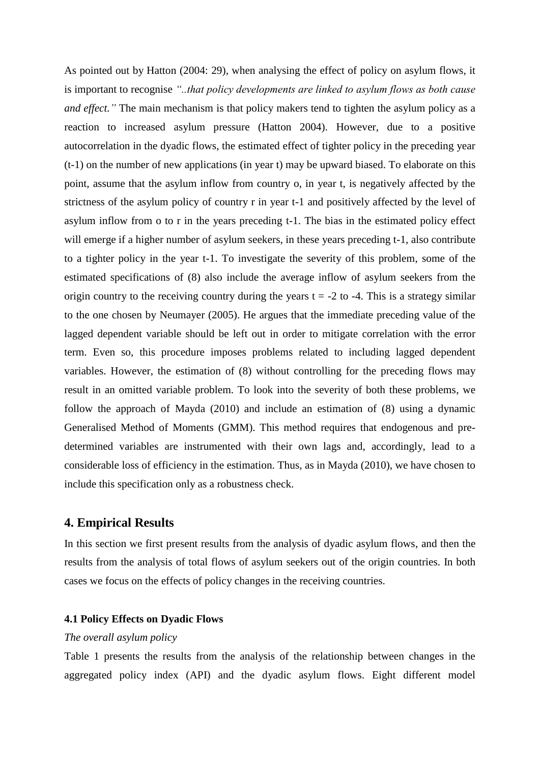As pointed out by Hatton (2004: 29), when analysing the effect of policy on asylum flows, it is important to recognise *"..that policy developments are linked to asylum flows as both cause and effect."* The main mechanism is that policy makers tend to tighten the asylum policy as a reaction to increased asylum pressure (Hatton 2004). However, due to a positive autocorrelation in the dyadic flows, the estimated effect of tighter policy in the preceding year (t-1) on the number of new applications (in year t) may be upward biased. To elaborate on this point, assume that the asylum inflow from country o, in year t, is negatively affected by the strictness of the asylum policy of country r in year t-1 and positively affected by the level of asylum inflow from o to r in the years preceding t-1. The bias in the estimated policy effect will emerge if a higher number of asylum seekers, in these years preceding t-1, also contribute to a tighter policy in the year t-1. To investigate the severity of this problem, some of the estimated specifications of (8) also include the average inflow of asylum seekers from the origin country to the receiving country during the years t = -2 to -4. This is a strategy similar to the one chosen by Neumayer (2005). He argues that the immediate preceding value of the lagged dependent variable should be left out in order to mitigate correlation with the error term. Even so, this procedure imposes problems related to including lagged dependent variables. However, the estimation of (8) without controlling for the preceding flows may result in an omitted variable problem. To look into the severity of both these problems, we follow the approach of Mayda (2010) and include an estimation of (8) using a dynamic Generalised Method of Moments (GMM). This method requires that endogenous and pre-determined variables are instrumented with their own lags and, accordingly, lead to a considerable loss of efficiency in the estimation. Thus, as in Mayda (2010), we have chosen to include this specification only as a robustness check.

## 4. Empirical Results

In this section we first present results from the analysis of dyadic asylum flows, and then the results from the analysis of total flows of asylum seekers out of the origin countries. In both cases we focus on the effects of policy changes in the receiving countries.

### 4.1 Policy Effects on Dyadic Flows

*The overall asylum policy*

Table 1 presents the results from the analysis of the relationship between changes in the aggregated policy index (API) and the dyadic asylum flows. Eight different model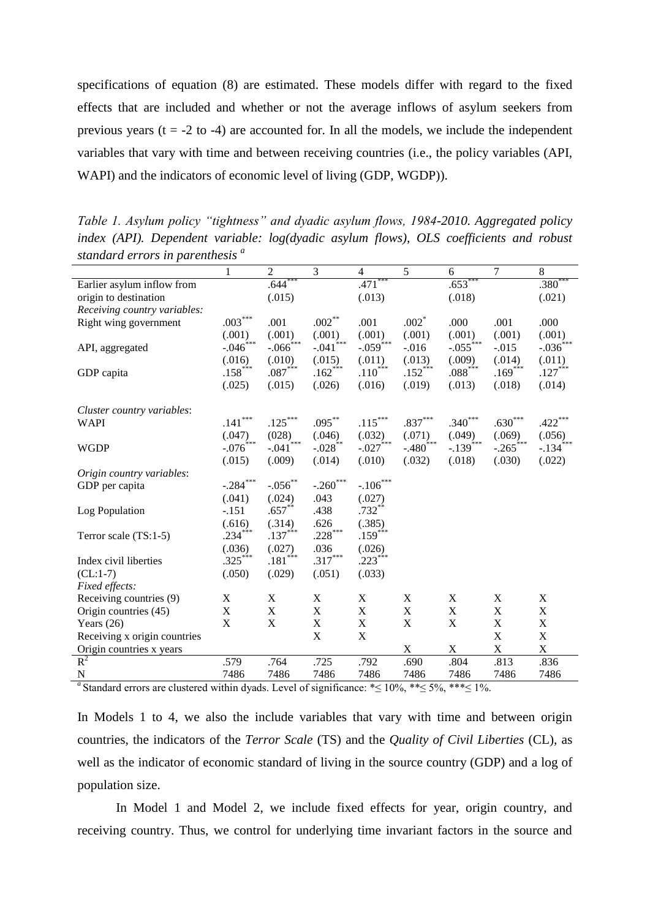specifications of equation (8) are estimated. These models differ with regard to the fixed effects that are included and whether or not the average inflows of asylum seekers from previous years (t = -2 to -4) are accounted for. In all the models, we include the independent variables that vary with time and between receiving countries (i.e., the policy variables (API, WAPI) and the indicators of economic level of living (GDP, WGDP)).

*Table 1. Asylum policy "tightness" and dyadic asylum flows, 1984-2010. Aggregated policy index (API). Dependent variable: log(dyadic asylum flows), OLS coefficients and robust standard errors in parenthesis* [a]

| | 1 | 2 | 3 | 4 | 5 | 6 | 7 | 8 |
|---|---|---|---|---|---|---|---|---|
| Earlier asylum inflow from | | .644*** | | .471*** | | .653*** | | .380*** |
| origin to destination | | (.015) | | (.013) | | (.018) | | (.021) |
| *Receiving country variables:* | | | | | | | | |
| Right wing government | .003*** | .001 | .002** | .001 | .002* | .000 | .001 | .000 |
| | (.001) | (.001) | (.001) | (.001) | (.001) | (.001) | (.001) | (.001) |
| API, aggregated | -.046*** | -.066*** | -.041*** | -.059*** | -.016 | -.055*** | -.015 | -.036*** |
| | (.016) | (.010) | (.015) | (.011) | (.013) | (.009) | (.014) | (.011) |
| GDP capita | .158*** | .087*** | .162*** | .110*** | .152*** | .088*** | .169*** | .127*** |
| | (.025) | (.015) | (.026) | (.016) | (.019) | (.013) | (.018) | (.014) |
| *Cluster country variables*: | | | | | | | | |
| WAPI | .141*** | .125*** | .095** | .115*** | .837*** | .340*** | .630*** | .422*** |
| | (.047) | (028) | (.046) | (.032) | (.071) | (.049) | (.069) | (.056) |
| WGDP | -.076*** | -.041*** | -.028** | -.027*** | -.480*** | -.139*** | -.265*** | -.134*** |
| | (.015) | (.009) | (.014) | (.010) | (.032) | (.018) | (.030) | (.022) |
| *Origin country variables*: | | | | | | | | |
| GDP per capita | -.284*** | -.056** | -.260*** | -.106*** | | | | |
| | (.041) | (.024) | .043 | (.027) | | | | |
| Log Population | -.151 | .657** | .438 | .732** | | | | |
| | (.616) | (.314) | .626 | (.385) | | | | |
| Terror scale (TS:1-5) | .234*** | .137*** | .228*** | .159*** | | | | |
| | (.036) | (.027) | .036 | (.026) | | | | |
| Index civil liberties | .325*** | .181*** | .317*** | .223*** | | | | |
| (CL:1-7) | (.050) | (.029) | (.051) | (.033) | | | | |
| *Fixed effects:* | | | | | | | | |
| Receiving countries (9) | X | X | X | X | X | X | X | X |
| Origin countries (45) | X | X | X | X | X | X | X | X |
| Years (26) | X | X | X | X | X | X | X | X |
| Receiving x origin countries | | | X | X | | | X | X |
| Origin countries x years | | | | | X | X | X | X |
| $R^2$ | .579 | .764 | .725 | .792 | .690 | .804 | .813 | .836 |
| N | 7486 | 7486 | 7486 | 7486 | 7486 | 7486 | 7486 | 7486 |

[a] Standard errors are clustered within dyads. Level of significance: *≤ 10%, **≤ 5%, ***≤ 1%.

In Models 1 to 4, we also the include variables that vary with time and between origin countries, the indicators of the *Terror Scale* (TS) and the *Quality of Civil Liberties* (CL), as well as the indicator of economic standard of living in the source country (GDP) and a log of population size.

In Model 1 and Model 2, we include fixed effects for year, origin country, and receiving country. Thus, we control for underlying time invariant factors in the source and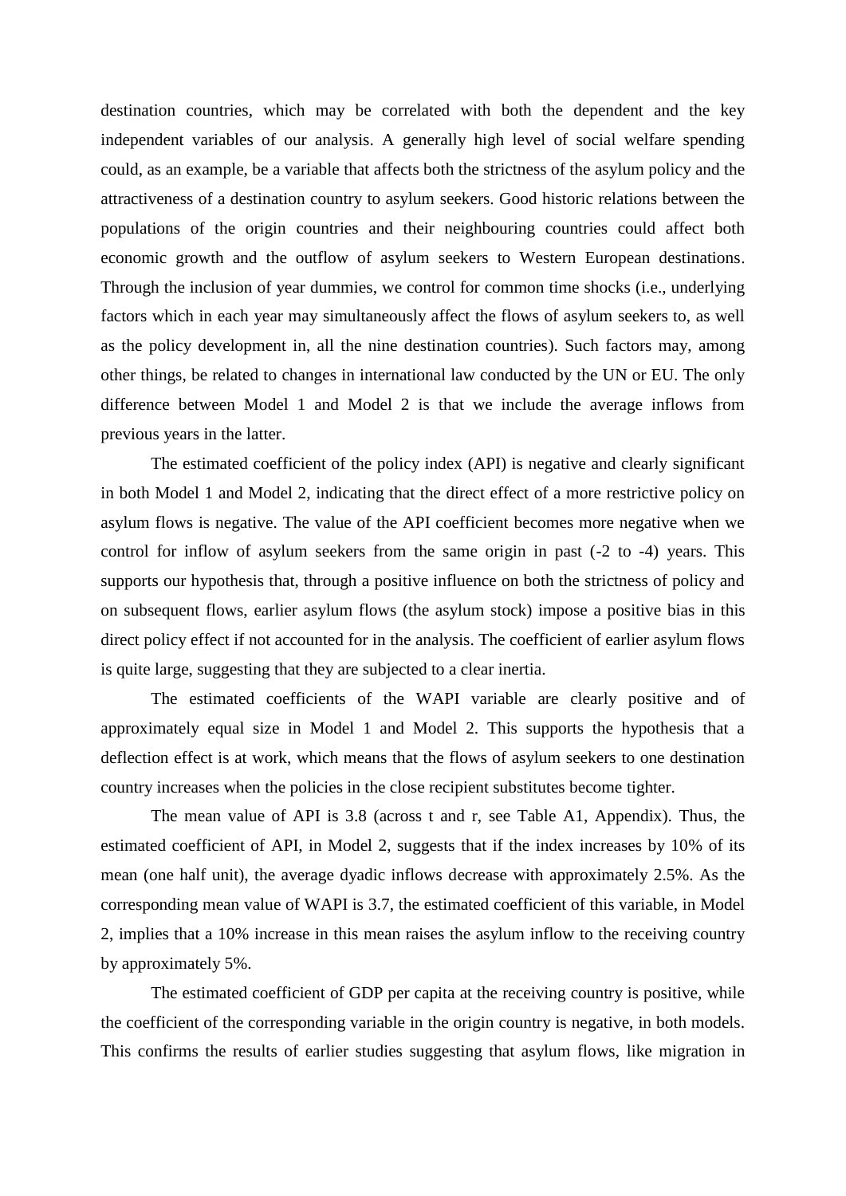destination countries, which may be correlated with both the dependent and the key independent variables of our analysis. A generally high level of social welfare spending could, as an example, be a variable that affects both the strictness of the asylum policy and the attractiveness of a destination country to asylum seekers. Good historic relations between the populations of the origin countries and their neighbouring countries could affect both economic growth and the outflow of asylum seekers to Western European destinations. Through the inclusion of year dummies, we control for common time shocks (i.e., underlying factors which in each year may simultaneously affect the flows of asylum seekers to, as well as the policy development in, all the nine destination countries). Such factors may, among other things, be related to changes in international law conducted by the UN or EU. The only difference between Model 1 and Model 2 is that we include the average inflows from previous years in the latter.

The estimated coefficient of the policy index (API) is negative and clearly significant in both Model 1 and Model 2, indicating that the direct effect of a more restrictive policy on asylum flows is negative. The value of the API coefficient becomes more negative when we control for inflow of asylum seekers from the same origin in past (-2 to -4) years. This supports our hypothesis that, through a positive influence on both the strictness of policy and on subsequent flows, earlier asylum flows (the asylum stock) impose a positive bias in this direct policy effect if not accounted for in the analysis. The coefficient of earlier asylum flows is quite large, suggesting that they are subjected to a clear inertia.

The estimated coefficients of the WAPI variable are clearly positive and of approximately equal size in Model 1 and Model 2. This supports the hypothesis that a deflection effect is at work, which means that the flows of asylum seekers to one destination country increases when the policies in the close recipient substitutes become tighter.

The mean value of API is 3.8 (across t and r, see Table A1, Appendix). Thus, the estimated coefficient of API, in Model 2, suggests that if the index increases by 10% of its mean (one half unit), the average dyadic inflows decrease with approximately 2.5%. As the corresponding mean value of WAPI is 3.7, the estimated coefficient of this variable, in Model 2, implies that a 10% increase in this mean raises the asylum inflow to the receiving country by approximately 5%.

The estimated coefficient of GDP per capita at the receiving country is positive, while the coefficient of the corresponding variable in the origin country is negative, in both models. This confirms the results of earlier studies suggesting that asylum flows, like migration in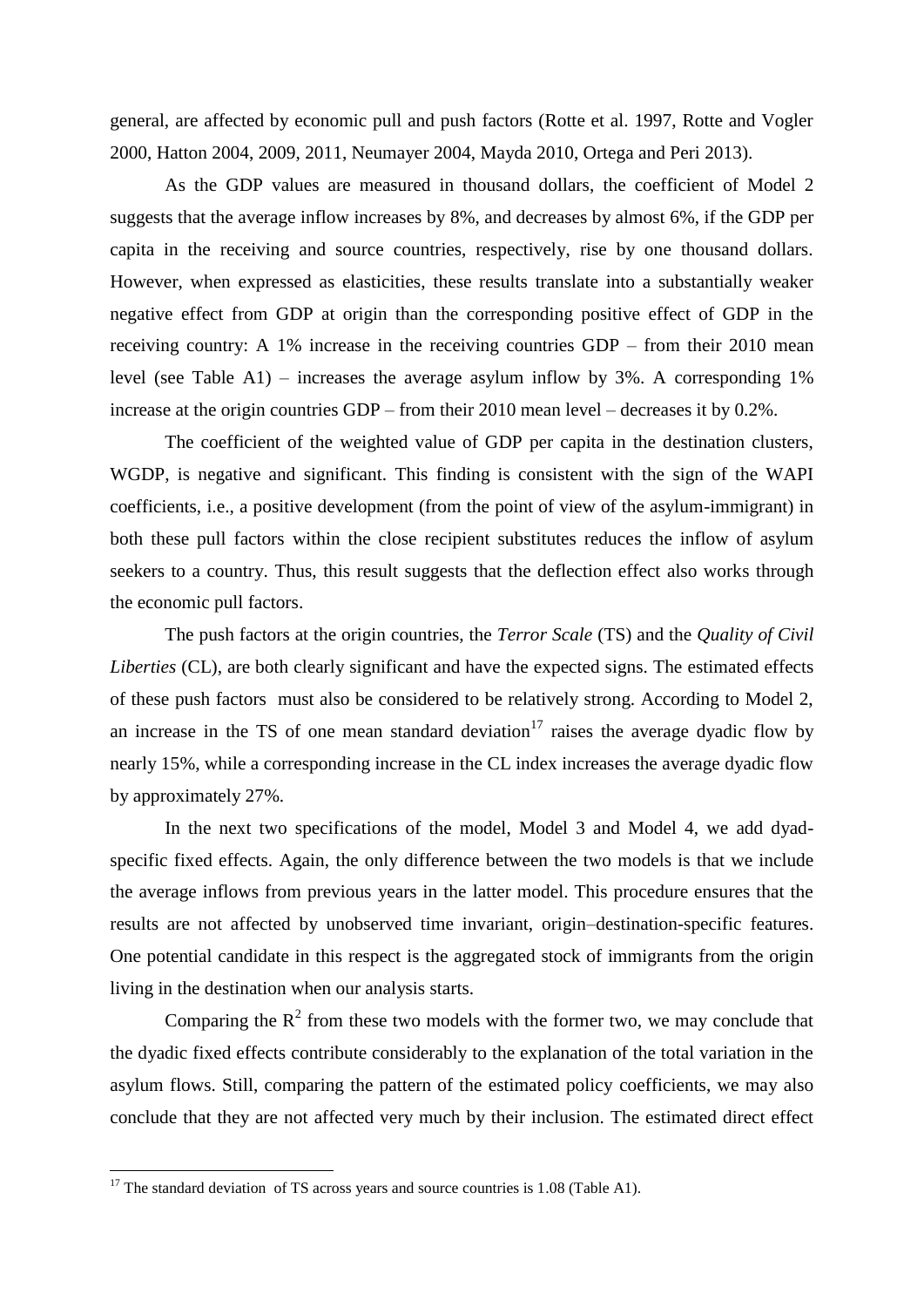general, are affected by economic pull and push factors (Rotte et al. 1997, Rotte and Vogler 2000, Hatton 2004, 2009, 2011, Neumayer 2004, Mayda 2010, Ortega and Peri 2013).

As the GDP values are measured in thousand dollars, the coefficient of Model 2 suggests that the average inflow increases by 8%, and decreases by almost 6%, if the GDP per capita in the receiving and source countries, respectively, rise by one thousand dollars. However, when expressed as elasticities, these results translate into a substantially weaker negative effect from GDP at origin than the corresponding positive effect of GDP in the receiving country: A 1% increase in the receiving countries GDP – from their 2010 mean level (see Table A1) – increases the average asylum inflow by 3%. A corresponding 1% increase at the origin countries GDP – from their 2010 mean level – decreases it by 0.2%.

The coefficient of the weighted value of GDP per capita in the destination clusters, WGDP, is negative and significant. This finding is consistent with the sign of the WAPI coefficients, i.e., a positive development (from the point of view of the asylum-immigrant) in both these pull factors within the close recipient substitutes reduces the inflow of asylum seekers to a country. Thus, this result suggests that the deflection effect also works through the economic pull factors.

The push factors at the origin countries, the *Terror Scale* (TS) and the *Quality of Civil Liberties* (CL), are both clearly significant and have the expected signs. The estimated effects of these push factors must also be considered to be relatively strong. According to Model 2, an increase in the TS of one mean standard deviation[17] raises the average dyadic flow by nearly 15%, while a corresponding increase in the CL index increases the average dyadic flow by approximately 27%.

In the next two specifications of the model, Model 3 and Model 4, we add dyad-specific fixed effects. Again, the only difference between the two models is that we include the average inflows from previous years in the latter model. This procedure ensures that the results are not affected by unobserved time invariant, origin–destination-specific features. One potential candidate in this respect is the aggregated stock of immigrants from the origin living in the destination when our analysis starts.

Comparing the $R^2$ from these two models with the former two, we may conclude that the dyadic fixed effects contribute considerably to the explanation of the total variation in the asylum flows. Still, comparing the pattern of the estimated policy coefficients, we may also conclude that they are not affected very much by their inclusion. The estimated direct effect

[17] The standard deviation of TS across years and source countries is 1.08 (Table A1).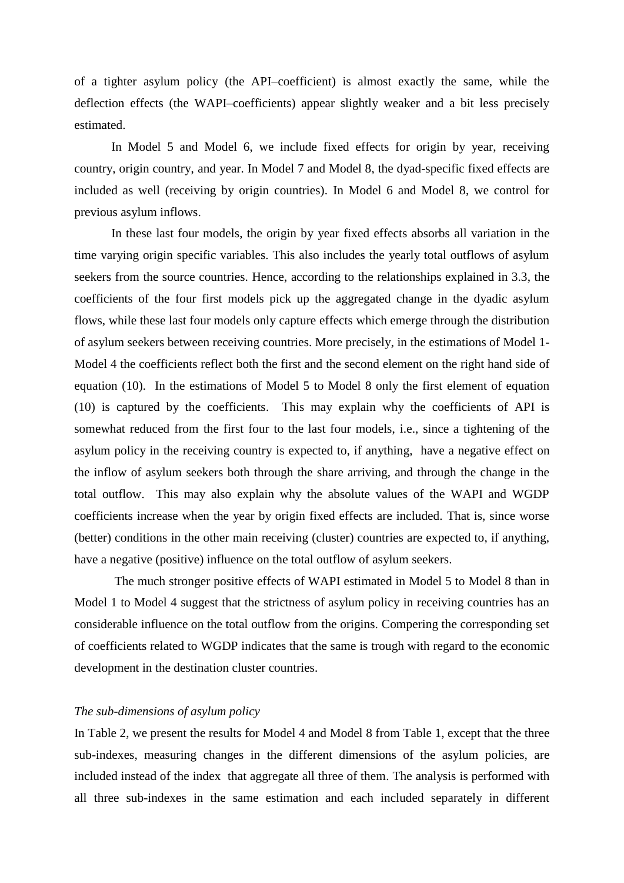of a tighter asylum policy (the API–coefficient) is almost exactly the same, while the deflection effects (the WAPI–coefficients) appear slightly weaker and a bit less precisely estimated.

In Model 5 and Model 6, we include fixed effects for origin by year, receiving country, origin country, and year. In Model 7 and Model 8, the dyad-specific fixed effects are included as well (receiving by origin countries). In Model 6 and Model 8, we control for previous asylum inflows.

In these last four models, the origin by year fixed effects absorbs all variation in the time varying origin specific variables. This also includes the yearly total outflows of asylum seekers from the source countries. Hence, according to the relationships explained in 3.3, the coefficients of the four first models pick up the aggregated change in the dyadic asylum flows, while these last four models only capture effects which emerge through the distribution of asylum seekers between receiving countries. More precisely, in the estimations of Model 1-Model 4 the coefficients reflect both the first and the second element on the right hand side of equation (10). In the estimations of Model 5 to Model 8 only the first element of equation (10) is captured by the coefficients. This may explain why the coefficients of API is somewhat reduced from the first four to the last four models, i.e., since a tightening of the asylum policy in the receiving country is expected to, if anything, have a negative effect on the inflow of asylum seekers both through the share arriving, and through the change in the total outflow. This may also explain why the absolute values of the WAPI and WGDP coefficients increase when the year by origin fixed effects are included. That is, since worse (better) conditions in the other main receiving (cluster) countries are expected to, if anything, have a negative (positive) influence on the total outflow of asylum seekers.

The much stronger positive effects of WAPI estimated in Model 5 to Model 8 than in Model 1 to Model 4 suggest that the strictness of asylum policy in receiving countries has an considerable influence on the total outflow from the origins. Compering the corresponding set of coefficients related to WGDP indicates that the same is trough with regard to the economic development in the destination cluster countries.

*The sub-dimensions of asylum policy*

In Table 2, we present the results for Model 4 and Model 8 from Table 1, except that the three sub-indexes, measuring changes in the different dimensions of the asylum policies, are included instead of the index that aggregate all three of them. The analysis is performed with all three sub-indexes in the same estimation and each included separately in different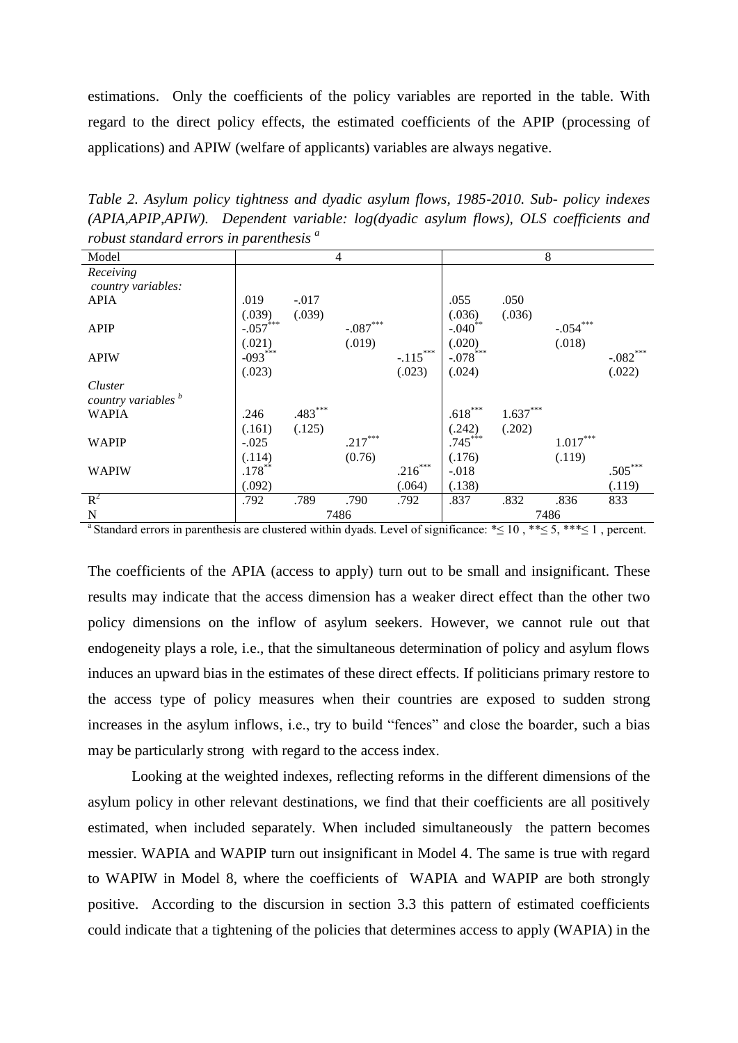estimations. Only the coefficients of the policy variables are reported in the table. With regard to the direct policy effects, the estimated coefficients of the APIP (processing of applications) and APIW (welfare of applicants) variables are always negative.

*Table 2. Asylum policy tightness and dyadic asylum flows, 1985-2010. Sub- policy indexes (APIA,APIP,APIW). Dependent variable: log(dyadic asylum flows), OLS coefficients and robust standard errors in parenthesis* [a]

| Model | 4 | | | | 8 | | | |
|---|---|---|---|---|---|---|---|---|
| *Receiving country variables:* | | | | | | | | |
| APIA | .019 | -.017 | | | .055 | .050 | | |
| | (.039) | (.039) | | | (.036) | (.036) | | |
| APIP | -.057*** | | -.087*** | | -.040** | | -.054*** | |
| | (.021) | | (.019) | | (.020) | | (.018) | |
| APIW | -093*** | | | -.115*** | -.078*** | | | -.082*** |
| | (.023) | | | (.023) | (.024) | | | (.022) |
| *Cluster country variables* [b] | | | | | | | | |
| WAPIA | .246 | .483*** | | | .618*** | 1.637*** | | |
| | (.161) | (.125) | | | (.242) | (.202) | | |
| WAPIP | -.025 | | .217*** | | .745*** | | 1.017*** | |
| | (.114) | | (0.76) | | (.176) | | (.119) | |
| WAPIW | .178** | | | .216*** | -.018 | | | .505*** |
| | (.092) | | | (.064) | (.138) | | | (.119) |
| $R^2$ | .792 | .789 | .790 | .792 | .837 | .832 | .836 | 833 |
| N | 7486 | | | | 7486 | | | |

[a] Standard errors in parenthesis are clustered within dyads. Level of significance: *≤ 10 , **≤ 5, ***≤ 1 , percent.

The coefficients of the APIA (access to apply) turn out to be small and insignificant. These results may indicate that the access dimension has a weaker direct effect than the other two policy dimensions on the inflow of asylum seekers. However, we cannot rule out that endogeneity plays a role, i.e., that the simultaneous determination of policy and asylum flows induces an upward bias in the estimates of these direct effects. If politicians primary restore to the access type of policy measures when their countries are exposed to sudden strong increases in the asylum inflows, i.e., try to build "fences" and close the boarder, such a bias may be particularly strong with regard to the access index.

Looking at the weighted indexes, reflecting reforms in the different dimensions of the asylum policy in other relevant destinations, we find that their coefficients are all positively estimated, when included separately. When included simultaneously the pattern becomes messier. WAPIA and WAPIP turn out insignificant in Model 4. The same is true with regard to WAPIW in Model 8, where the coefficients of WAPIA and WAPIP are both strongly positive. According to the discursion in section 3.3 this pattern of estimated coefficients could indicate that a tightening of the policies that determines access to apply (WAPIA) in the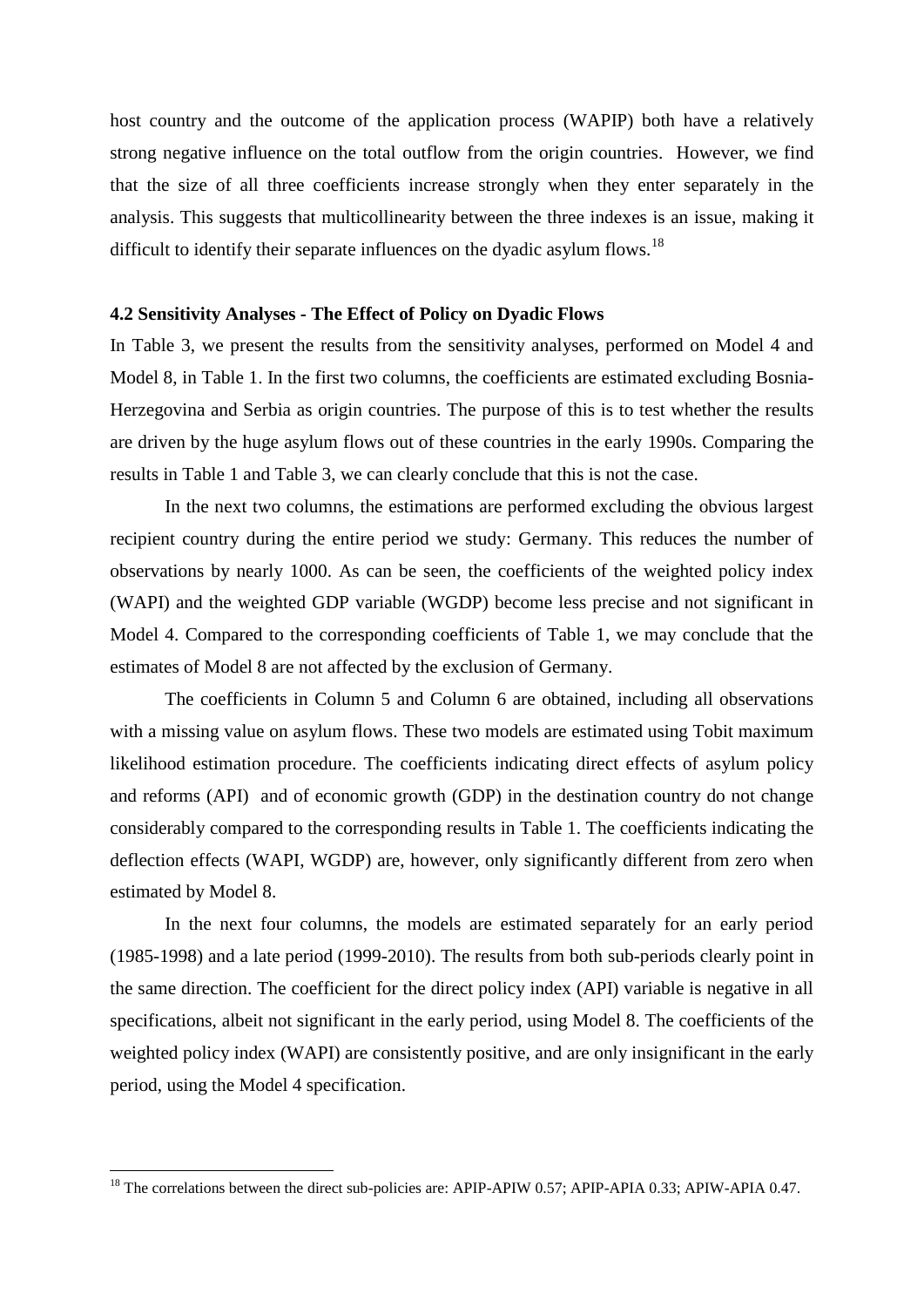host country and the outcome of the application process (WAPIP) both have a relatively strong negative influence on the total outflow from the origin countries. However, we find that the size of all three coefficients increase strongly when they enter separately in the analysis. This suggests that multicollinearity between the three indexes is an issue, making it difficult to identify their separate influences on the dyadic asylum flows.[18]

### 4.2 Sensitivity Analyses - The Effect of Policy on Dyadic Flows

In Table 3, we present the results from the sensitivity analyses, performed on Model 4 and Model 8, in Table 1. In the first two columns, the coefficients are estimated excluding Bosnia-Herzegovina and Serbia as origin countries. The purpose of this is to test whether the results are driven by the huge asylum flows out of these countries in the early 1990s. Comparing the results in Table 1 and Table 3, we can clearly conclude that this is not the case.

In the next two columns, the estimations are performed excluding the obvious largest recipient country during the entire period we study: Germany. This reduces the number of observations by nearly 1000. As can be seen, the coefficients of the weighted policy index (WAPI) and the weighted GDP variable (WGDP) become less precise and not significant in Model 4. Compared to the corresponding coefficients of Table 1, we may conclude that the estimates of Model 8 are not affected by the exclusion of Germany.

The coefficients in Column 5 and Column 6 are obtained, including all observations with a missing value on asylum flows. These two models are estimated using Tobit maximum likelihood estimation procedure. The coefficients indicating direct effects of asylum policy and reforms (API) and of economic growth (GDP) in the destination country do not change considerably compared to the corresponding results in Table 1. The coefficients indicating the deflection effects (WAPI, WGDP) are, however, only significantly different from zero when estimated by Model 8.

In the next four columns, the models are estimated separately for an early period (1985-1998) and a late period (1999-2010). The results from both sub-periods clearly point in the same direction. The coefficient for the direct policy index (API) variable is negative in all specifications, albeit not significant in the early period, using Model 8. The coefficients of the weighted policy index (WAPI) are consistently positive, and are only insignificant in the early period, using the Model 4 specification.

[18] The correlations between the direct sub-policies are: APIP-APIW 0.57; APIP-APIA 0.33; APIW-APIA 0.47.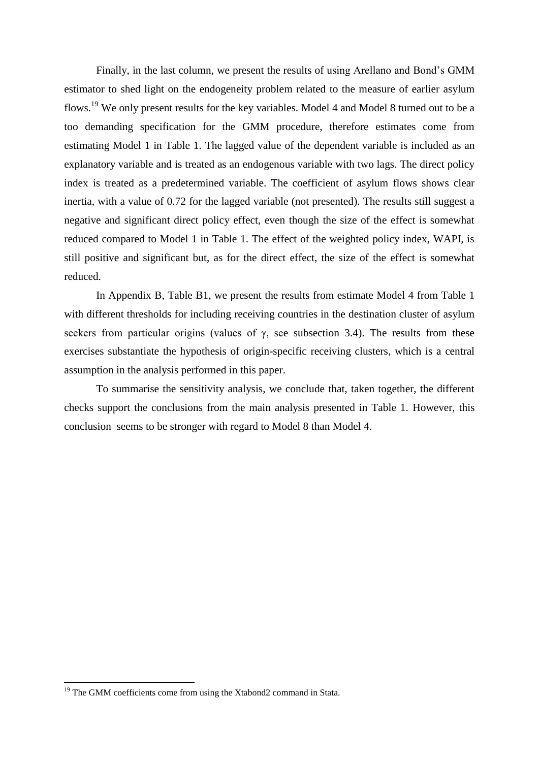Finally, in the last column, we present the results of using Arellano and Bond's GMM estimator to shed light on the endogeneity problem related to the measure of earlier asylum flows.[19] We only present results for the key variables. Model 4 and Model 8 turned out to be a too demanding specification for the GMM procedure, therefore estimates come from estimating Model 1 in Table 1. The lagged value of the dependent variable is included as an explanatory variable and is treated as an endogenous variable with two lags. The direct policy index is treated as a predetermined variable. The coefficient of asylum flows shows clear inertia, with a value of 0.72 for the lagged variable (not presented). The results still suggest a negative and significant direct policy effect, even though the size of the effect is somewhat reduced compared to Model 1 in Table 1. The effect of the weighted policy index, WAPI, is still positive and significant but, as for the direct effect, the size of the effect is somewhat reduced.

In Appendix B, Table B1, we present the results from estimate Model 4 from Table 1 with different thresholds for including receiving countries in the destination cluster of asylum seekers from particular origins (values of $\gamma$, see subsection 3.4). The results from these exercises substantiate the hypothesis of origin-specific receiving clusters, which is a central assumption in the analysis performed in this paper.

To summarise the sensitivity analysis, we conclude that, taken together, the different checks support the conclusions from the main analysis presented in Table 1. However, this conclusion seems to be stronger with regard to Model 8 than Model 4.

[19] The GMM coefficients come from using the Xtabond2 command in Stata.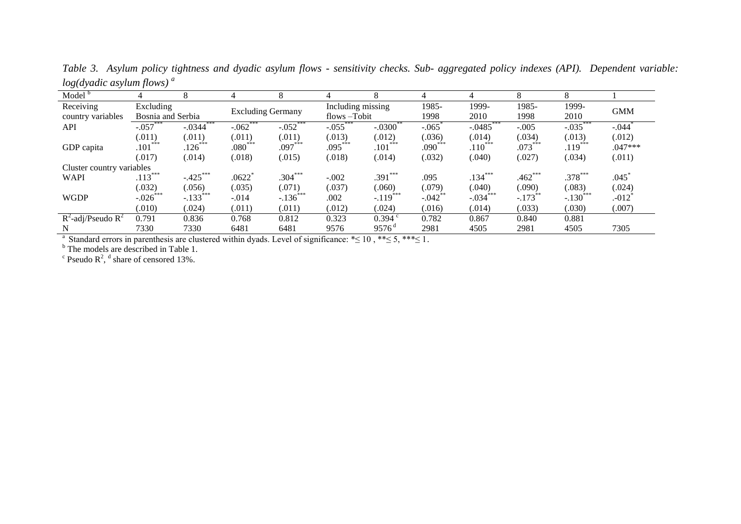*Table 3. Asylum policy tightness and dyadic asylum flows - sensitivity checks. Sub- aggregated policy indexes (API). Dependent variable: log(dyadic asylum flows)* [a]

| Model [b] | 4 | 8 | 4 | 8 | 4 | 8 | 4 | 4 | 8 | 8 | 1 |
|---|---|---|---|---|---|---|---|---|---|---|---|
| Receiving country variables | Excluding Bosnia and Serbia | | Excluding Germany | | Including missing flows –Tobit | | 1985-1998 | 1999-2010 | 1985-1998 | 1999-2010 | GMM |
| API | -.057*** | -.0344*** | -.062*** | -.052*** | -.055*** | -.0300** | -.065* | -.0485*** | -.005 | -.035*** | -.044* |
| | (.011) | (.011) | (.011) | (.011) | (.013) | (.012) | (.036) | (.014) | (.034) | (.013) | (.012) |
| GDP capita | .101*** | .126*** | .080*** | .097*** | .095*** | .101*** | .090*** | .110*** | .073*** | .119*** | .047*** |
| | (.017) | (.014) | (.018) | (.015) | (.018) | (.014) | (.032) | (.040) | (.027) | (.034) | (.011) |
| Cluster country variables | | | | | | | | | | | |
| WAPI | .113*** | -.425*** | .0622* | .304*** | -.002 | .391*** | .095 | .134*** | .462*** | .378*** | .045* |
| | (.032) | (.056) | (.035) | (.071) | (.037) | (.060) | (.079) | (.040) | (.090) | (.083) | (.024) |
| WGDP | -.026*** | -.133*** | -.014 | -.136*** | .002 | -.119*** | -.042** | -.034*** | -.173** | -.130*** | .-012* |
| | (.010) | (.024) | (.011) | (.011) | (.012) | (.024) | (.016) | (.014) | (.033) | (.030) | (.007) |
| $R^2$-adj/Pseudo $R^2$ | 0.791 | 0.836 | 0.768 | 0.812 | 0.323 | 0.394 [c] | 0.782 | 0.867 | 0.840 | 0.881 | |
| N | 7330 | 7330 | 6481 | 6481 | 9576 | 9576 [d] | 2981 | 4505 | 2981 | 4505 | 7305 |

[a] Standard errors in parenthesis are clustered within dyads. Level of significance: *≤ 10 , **≤ 5, ***≤ 1.

[b] The models are described in Table 1.

[c] Pseudo $R^2$, [d] share of censored 13%.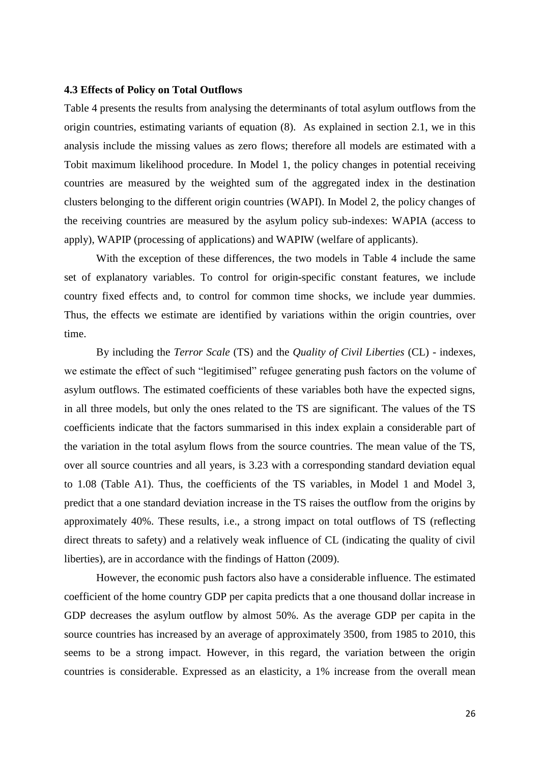### 4.3 Effects of Policy on Total Outflows

Table 4 presents the results from analysing the determinants of total asylum outflows from the origin countries, estimating variants of equation (8). As explained in section 2.1, we in this analysis include the missing values as zero flows; therefore all models are estimated with a Tobit maximum likelihood procedure. In Model 1, the policy changes in potential receiving countries are measured by the weighted sum of the aggregated index in the destination clusters belonging to the different origin countries (WAPI). In Model 2, the policy changes of the receiving countries are measured by the asylum policy sub-indexes: WAPIA (access to apply), WAPIP (processing of applications) and WAPIW (welfare of applicants).

With the exception of these differences, the two models in Table 4 include the same set of explanatory variables. To control for origin-specific constant features, we include country fixed effects and, to control for common time shocks, we include year dummies. Thus, the effects we estimate are identified by variations within the origin countries, over time.

By including the *Terror Scale* (TS) and the *Quality of Civil Liberties* (CL) - indexes, we estimate the effect of such "legitimised" refugee generating push factors on the volume of asylum outflows. The estimated coefficients of these variables both have the expected signs, in all three models, but only the ones related to the TS are significant. The values of the TS coefficients indicate that the factors summarised in this index explain a considerable part of the variation in the total asylum flows from the source countries. The mean value of the TS, over all source countries and all years, is 3.23 with a corresponding standard deviation equal to 1.08 (Table A1). Thus, the coefficients of the TS variables, in Model 1 and Model 3, predict that a one standard deviation increase in the TS raises the outflow from the origins by approximately 40%. These results, i.e., a strong impact on total outflows of TS (reflecting direct threats to safety) and a relatively weak influence of CL (indicating the quality of civil liberties), are in accordance with the findings of Hatton (2009).

However, the economic push factors also have a considerable influence. The estimated coefficient of the home country GDP per capita predicts that a one thousand dollar increase in GDP decreases the asylum outflow by almost 50%. As the average GDP per capita in the source countries has increased by an average of approximately 3500, from 1985 to 2010, this seems to be a strong impact. However, in this regard, the variation between the origin countries is considerable. Expressed as an elasticity, a 1% increase from the overall mean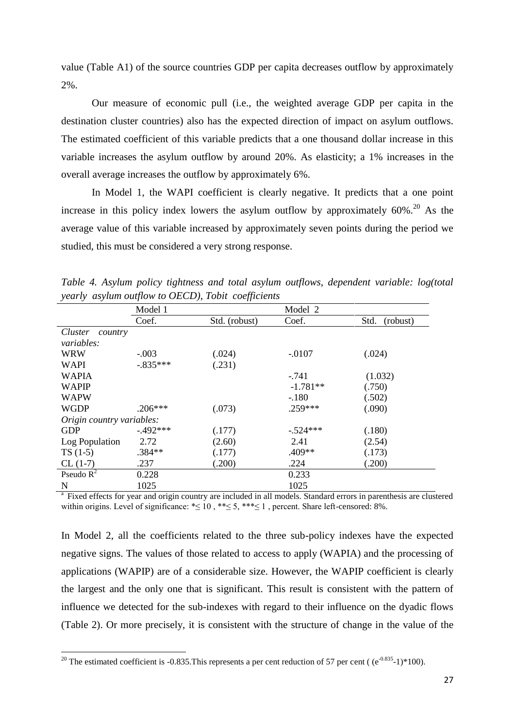value (Table A1) of the source countries GDP per capita decreases outflow by approximately 2%.

Our measure of economic pull (i.e., the weighted average GDP per capita in the destination cluster countries) also has the expected direction of impact on asylum outflows. The estimated coefficient of this variable predicts that a one thousand dollar increase in this variable increases the asylum outflow by around 20%. As elasticity; a 1% increases in the overall average increases the outflow by approximately 6%.

In Model 1, the WAPI coefficient is clearly negative. It predicts that a one point increase in this policy index lowers the asylum outflow by approximately 60%.[20] As the average value of this variable increased by approximately seven points during the period we studied, this must be considered a very strong response.

*Table 4. Asylum policy tightness and total asylum outflows, dependent variable: log(total yearly asylum outflow to OECD), Tobit coefficients*

| | Model 1 | | Model 2 | |
|---|---|---|---|---|
| | Coef. | Std. (robust) | Coef. | Std. (robust) |
| *Cluster country variables:* | | | | |
| WRW | -.003 | (.024) | -.0107 | (.024) |
| WAPI | -.835*** | (.231) | | |
| WAPIA | | | -.741 | (1.032) |
| WAPIP | | | -1.781** | (.750) |
| WAPW | | | -.180 | (.502) |
| WGDP | .206*** | (.073) | .259*** | (.090) |
| *Origin country variables:* | | | | |
| GDP | -.492*** | (.177) | -.524*** | (.180) |
| Log Population | 2.72 | (2.60) | 2.41 | (2.54) |
| TS (1-5) | .384** | (.177) | .409** | (.173) |
| CL (1-7) | .237 | (.200) | .224 | (.200) |
| Pseudo $R^2$ | 0.228 | | 0.233 | |
| N | 1025 | | 1025 | |

[a] Fixed effects for year and origin country are included in all models. Standard errors in parenthesis are clustered within origins. Level of significance: *≤ 10 , **≤ 5, ***≤ 1 , percent. Share left-censored: 8%.

In Model 2, all the coefficients related to the three sub-policy indexes have the expected negative signs. The values of those related to access to apply (WAPIA) and the processing of applications (WAPIP) are of a considerable size. However, the WAPIP coefficient is clearly the largest and the only one that is significant. This result is consistent with the pattern of influence we detected for the sub-indexes with regard to their influence on the dyadic flows (Table 2). Or more precisely, it is consistent with the structure of change in the value of the

[20] The estimated coefficient is -0.835.This represents a per cent reduction of 57 per cent ( $(e^{-0.835}-1)*100$).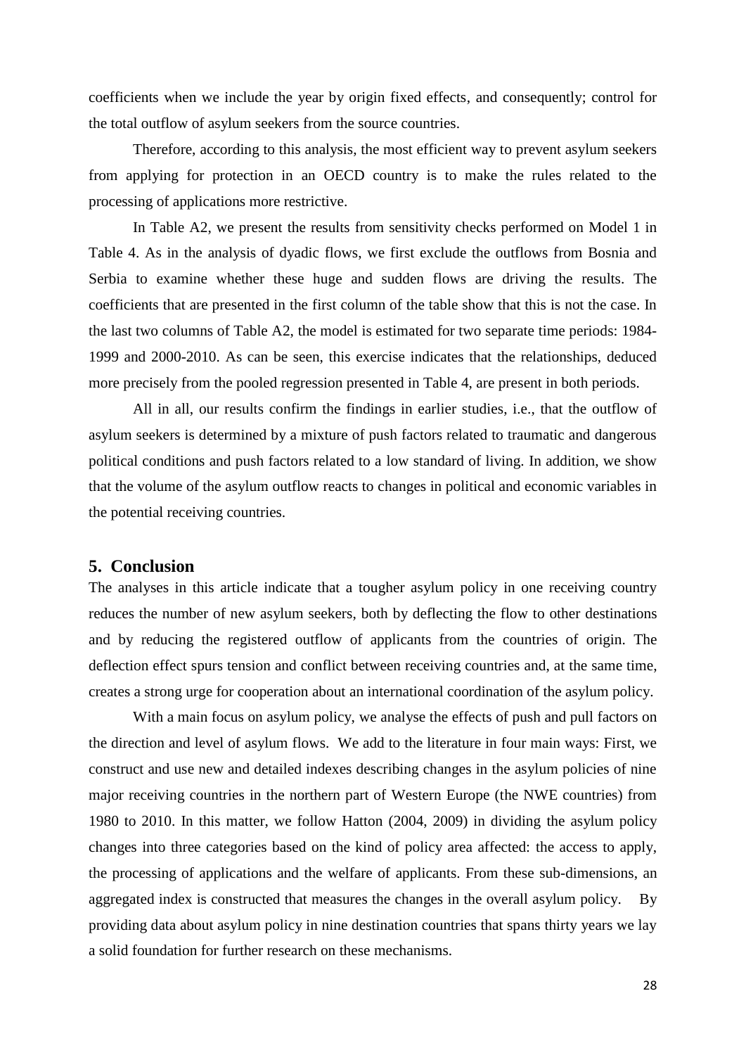coefficients when we include the year by origin fixed effects, and consequently; control for the total outflow of asylum seekers from the source countries.

Therefore, according to this analysis, the most efficient way to prevent asylum seekers from applying for protection in an OECD country is to make the rules related to the processing of applications more restrictive.

In Table A2, we present the results from sensitivity checks performed on Model 1 in Table 4. As in the analysis of dyadic flows, we first exclude the outflows from Bosnia and Serbia to examine whether these huge and sudden flows are driving the results. The coefficients that are presented in the first column of the table show that this is not the case. In the last two columns of Table A2, the model is estimated for two separate time periods: 1984-1999 and 2000-2010. As can be seen, this exercise indicates that the relationships, deduced more precisely from the pooled regression presented in Table 4, are present in both periods.

All in all, our results confirm the findings in earlier studies, i.e., that the outflow of asylum seekers is determined by a mixture of push factors related to traumatic and dangerous political conditions and push factors related to a low standard of living. In addition, we show that the volume of the asylum outflow reacts to changes in political and economic variables in the potential receiving countries.

## 5. Conclusion

The analyses in this article indicate that a tougher asylum policy in one receiving country reduces the number of new asylum seekers, both by deflecting the flow to other destinations and by reducing the registered outflow of applicants from the countries of origin. The deflection effect spurs tension and conflict between receiving countries and, at the same time, creates a strong urge for cooperation about an international coordination of the asylum policy.

With a main focus on asylum policy, we analyse the effects of push and pull factors on the direction and level of asylum flows. We add to the literature in four main ways: First, we construct and use new and detailed indexes describing changes in the asylum policies of nine major receiving countries in the northern part of Western Europe (the NWE countries) from 1980 to 2010. In this matter, we follow Hatton (2004, 2009) in dividing the asylum policy changes into three categories based on the kind of policy area affected: the access to apply, the processing of applications and the welfare of applicants. From these sub-dimensions, an aggregated index is constructed that measures the changes in the overall asylum policy. By providing data about asylum policy in nine destination countries that spans thirty years we lay a solid foundation for further research on these mechanisms.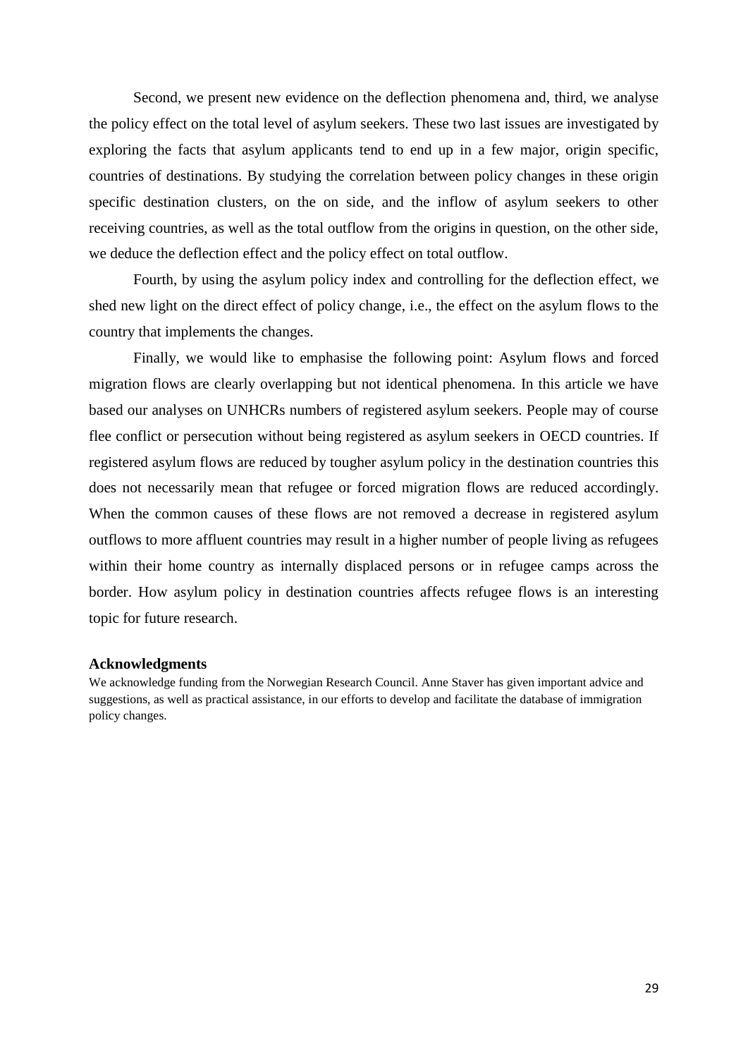Second, we present new evidence on the deflection phenomena and, third, we analyse the policy effect on the total level of asylum seekers. These two last issues are investigated by exploring the facts that asylum applicants tend to end up in a few major, origin specific, countries of destinations. By studying the correlation between policy changes in these origin specific destination clusters, on the on side, and the inflow of asylum seekers to other receiving countries, as well as the total outflow from the origins in question, on the other side, we deduce the deflection effect and the policy effect on total outflow.

Fourth, by using the asylum policy index and controlling for the deflection effect, we shed new light on the direct effect of policy change, i.e., the effect on the asylum flows to the country that implements the changes.

Finally, we would like to emphasise the following point: Asylum flows and forced migration flows are clearly overlapping but not identical phenomena. In this article we have based our analyses on UNHCRs numbers of registered asylum seekers. People may of course flee conflict or persecution without being registered as asylum seekers in OECD countries. If registered asylum flows are reduced by tougher asylum policy in the destination countries this does not necessarily mean that refugee or forced migration flows are reduced accordingly. When the common causes of these flows are not removed a decrease in registered asylum outflows to more affluent countries may result in a higher number of people living as refugees within their home country as internally displaced persons or in refugee camps across the border. How asylum policy in destination countries affects refugee flows is an interesting topic for future research.

**Acknowledgments**

We acknowledge funding from the Norwegian Research Council. Anne Staver has given important advice and suggestions, as well as practical assistance, in our efforts to develop and facilitate the database of immigration policy changes.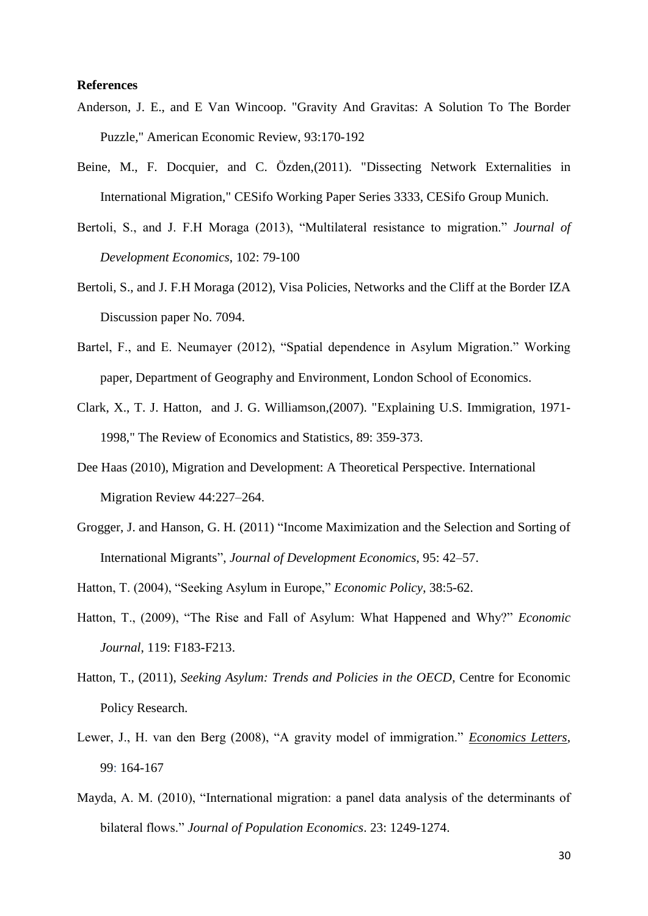**References**

Anderson, J. E., and E Van Wincoop. "Gravity And Gravitas: A Solution To The Border Puzzle," American Economic Review, 93:170-192

Beine, M., F. Docquier, and C. Özden,(2011). "Dissecting Network Externalities in International Migration," CESifo Working Paper Series 3333, CESifo Group Munich.

Bertoli, S., and J. F.H Moraga (2013), "Multilateral resistance to migration." *Journal of Development Economics*, 102: 79-100

Bertoli, S., and J. F.H Moraga (2012), Visa Policies, Networks and the Cliff at the Border IZA Discussion paper No. 7094.

Bartel, F., and E. Neumayer (2012), "Spatial dependence in Asylum Migration." Working paper, Department of Geography and Environment, London School of Economics.

Clark, X., T. J. Hatton, and J. G. Williamson,(2007). "Explaining U.S. Immigration, 1971-1998," The Review of Economics and Statistics, 89: 359-373.

Dee Haas (2010), Migration and Development: A Theoretical Perspective. International Migration Review 44:227–264.

Grogger, J. and Hanson, G. H. (2011) "Income Maximization and the Selection and Sorting of International Migrants", *Journal of Development Economics*, 95: 42–57.

Hatton, T. (2004), "Seeking Asylum in Europe," *Economic Policy*, 38:5-62.

Hatton, T., (2009), "The Rise and Fall of Asylum: What Happened and Why?" *Economic Journal*, 119: F183-F213.

Hatton, T., (2011), *Seeking Asylum: Trends and Policies in the OECD*, Centre for Economic Policy Research.

Lewer, J., H. van den Berg (2008), "A gravity model of immigration." *Economics Letters*, 99: 164-167

Mayda, A. M. (2010), "International migration: a panel data analysis of the determinants of bilateral flows." *Journal of Population Economics*. 23: 1249-1274.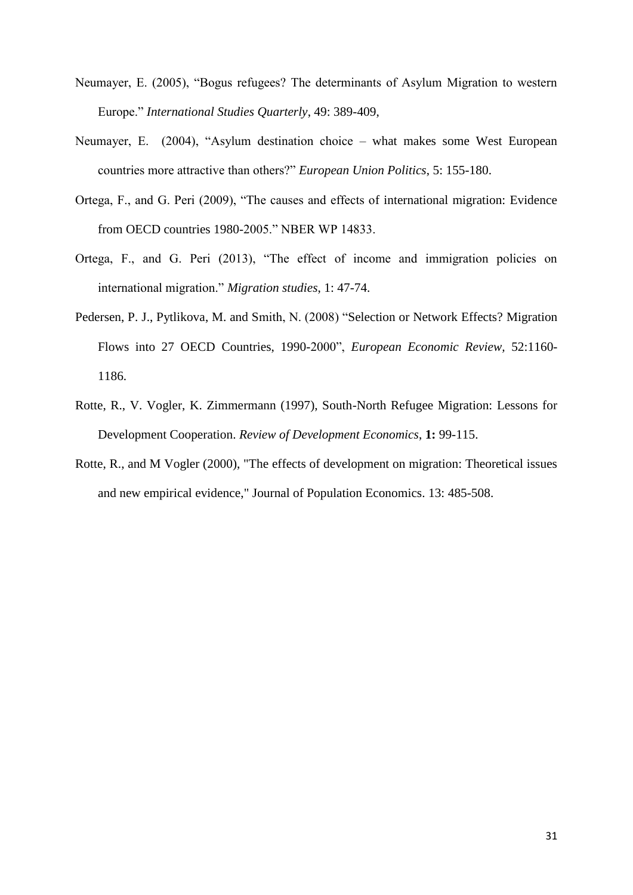Neumayer, E. (2005), "Bogus refugees? The determinants of Asylum Migration to western Europe." *International Studies Quarterly*, 49: 389-409,

Neumayer, E. (2004), "Asylum destination choice – what makes some West European countries more attractive than others?" *European Union Politics*, 5: 155-180.

Ortega, F., and G. Peri (2009), "The causes and effects of international migration: Evidence from OECD countries 1980-2005." NBER WP 14833.

Ortega, F., and G. Peri (2013), "The effect of income and immigration policies on international migration." *Migration studies*, 1: 47-74.

Pedersen, P. J., Pytlikova, M. and Smith, N. (2008) "Selection or Network Effects? Migration Flows into 27 OECD Countries, 1990-2000", *European Economic Review,* 52:1160-1186.

Rotte, R., V. Vogler, K. Zimmermann (1997), South-North Refugee Migration: Lessons for Development Cooperation. *Review of Development Economics*, **1:** 99-115.

Rotte, R., and M Vogler (2000), "The effects of development on migration: Theoretical issues and new empirical evidence," Journal of Population Economics. 13: 485-508.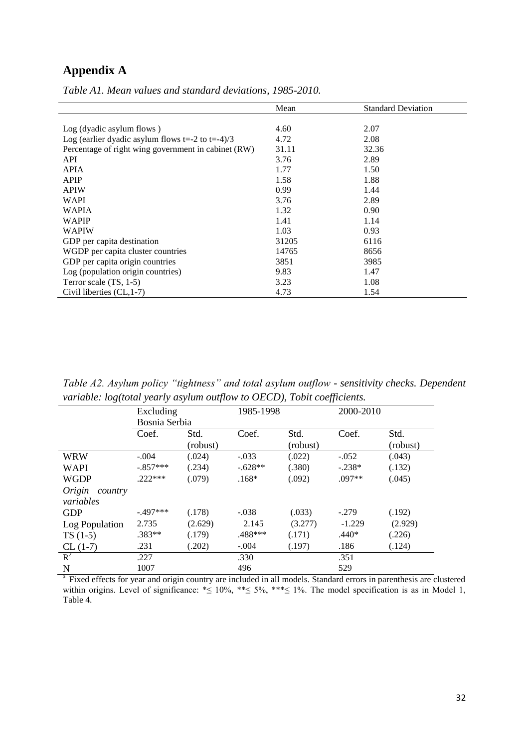# Appendix A

*Table A1. Mean values and standard deviations, 1985-2010.*

| | Mean | Standard Deviation |
|---|---|---|
| Log (dyadic asylum flows ) | 4.60 | 2.07 |
| Log (earlier dyadic asylum flows t=-2 to t=-4)/3 | 4.72 | 2.08 |
| Percentage of right wing government in cabinet (RW) | 31.11 | 32.36 |
| API | 3.76 | 2.89 |
| APIA | 1.77 | 1.50 |
| APIP | 1.58 | 1.88 |
| APIW | 0.99 | 1.44 |
| WAPI | 3.76 | 2.89 |
| WAPIA | 1.32 | 0.90 |
| WAPIP | 1.41 | 1.14 |
| WAPIW | 1.03 | 0.93 |
| GDP per capita destination | 31205 | 6116 |
| WGDP per capita cluster countries | 14765 | 8656 |
| GDP per capita origin countries | 3851 | 3985 |
| Log (population origin countries) | 9.83 | 1.47 |
| Terror scale (TS, 1-5) | 3.23 | 1.08 |
| Civil liberties (CL,1-7) | 4.73 | 1.54 |

*Table A2. Asylum policy "tightness" and total asylum outflow - sensitivity checks. Dependent variable: log(total yearly asylum outflow to OECD), Tobit coefficients.*

| | Excluding Bosnia Serbia | | 1985-1998 | | 2000-2010 | |
|---|---|---|---|---|---|---|
| | Coef. | Std. (robust) | Coef. | Std. (robust) | Coef. | Std. (robust) |
| WRW | -.004 | (.024) | -.033 | (.022) | -.052 | (.043) |
| WAPI | -.857*** | (.234) | -.628** | (.380) | -.238* | (.132) |
| WGDP | .222*** | (.079) | .168* | (.092) | .097** | (.045) |
| *Origin country variables* | | | | | | |
| GDP | -.497*** | (.178) | -.038 | (.033) | -.279 | (.192) |
| Log Population | 2.735 | (2.629) | 2.145 | (3.277) | -1.229 | (2.929) |
| TS (1-5) | .383** | (.179) | .488*** | (.171) | .440* | (.226) |
| CL (1-7) | .231 | (.202) | -.004 | (.197) | .186 | (.124) |
| $R^2$ | .227 | | .330 | | .351 | |
| N | 1007 | | 496 | | 529 | |

[a] Fixed effects for year and origin country are included in all models. Standard errors in parenthesis are clustered within origins. Level of significance: *≤ 10%, **≤ 5%, ***≤ 1%. The model specification is as in Model 1, Table 4.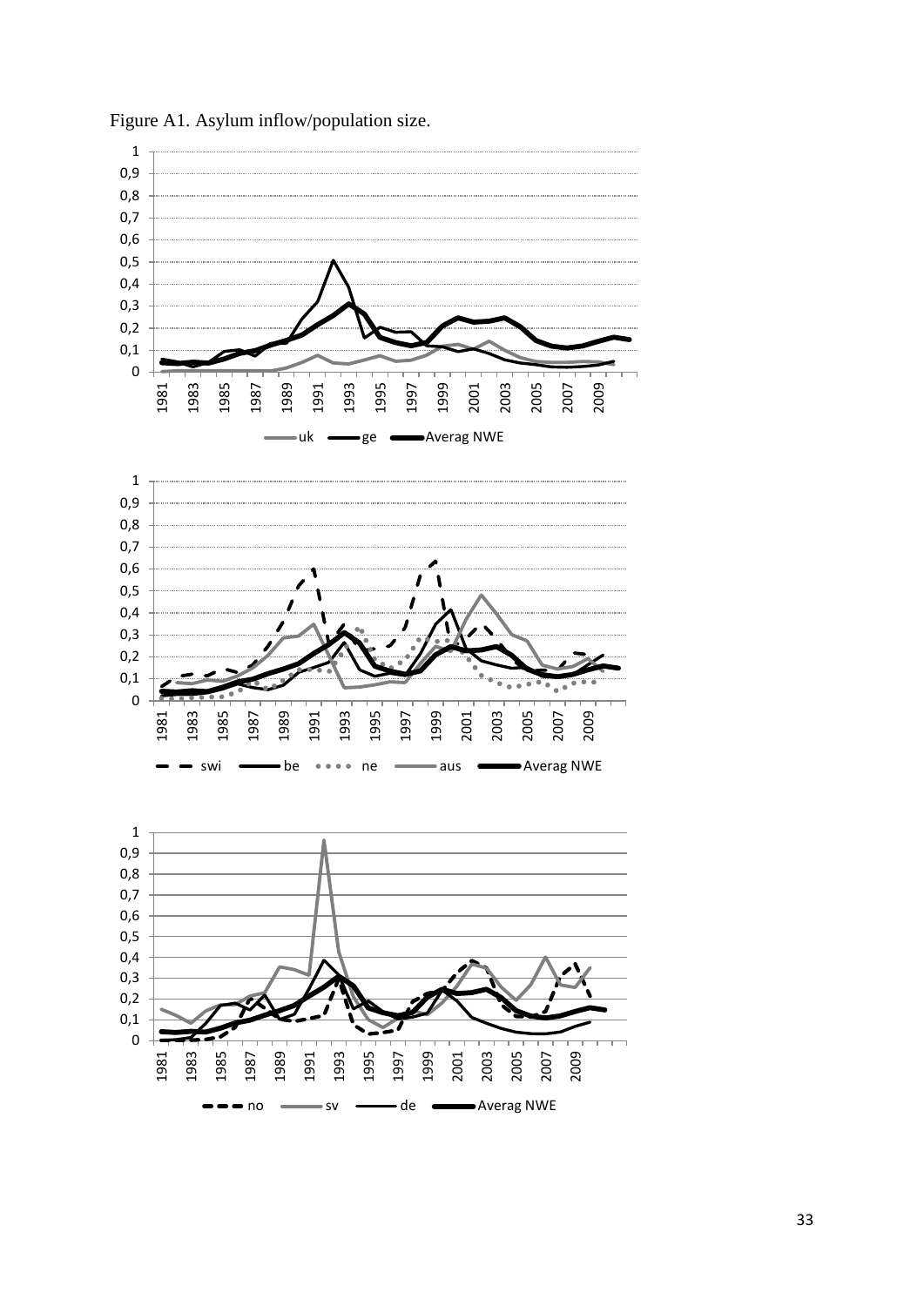Figure A1. Asylum inflow/population size.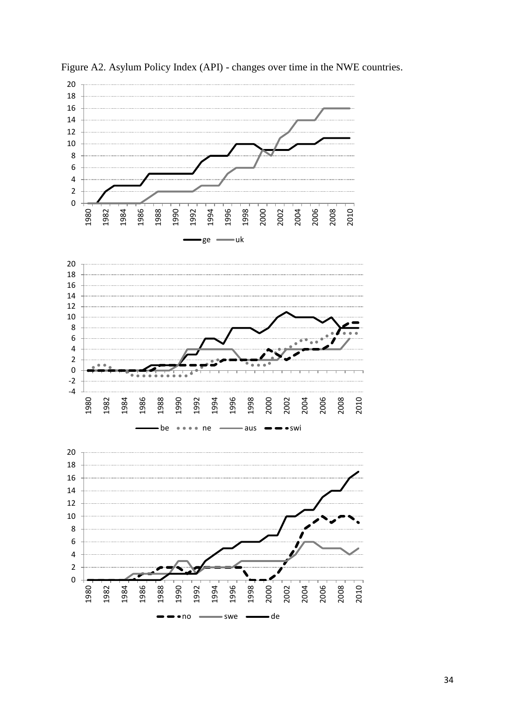Figure A2. Asylum Policy Index (API) - changes over time in the NWE countries.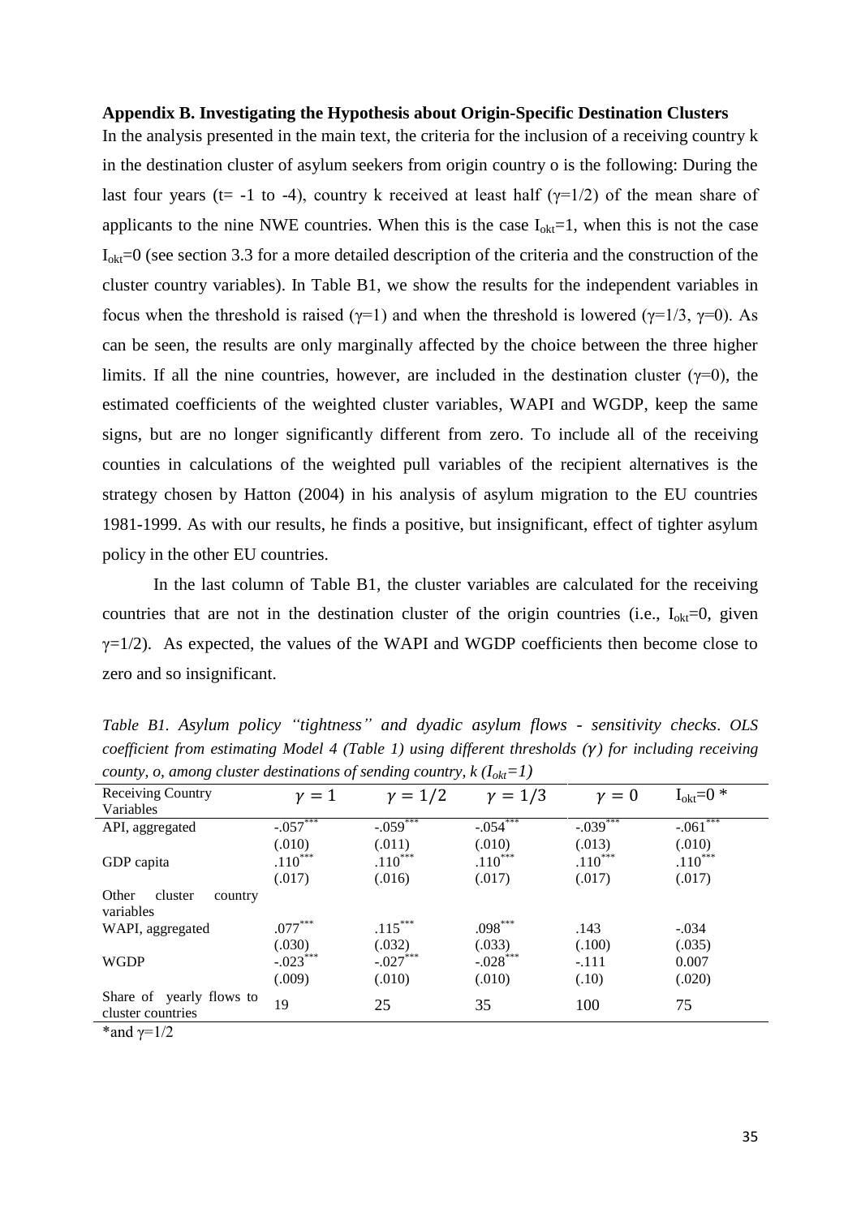**Appendix B. Investigating the Hypothesis about Origin-Specific Destination Clusters**

In the analysis presented in the main text, the criteria for the inclusion of a receiving country k in the destination cluster of asylum seekers from origin country o is the following: During the last four years (t= -1 to -4), country k received at least half ($\gamma$=1/2) of the mean share of applicants to the nine NWE countries. When this is the case $I_{okt}$=1, when this is not the case $I_{okt}$=0 (see section 3.3 for a more detailed description of the criteria and the construction of the cluster country variables). In Table B1, we show the results for the independent variables in focus when the threshold is raised ($\gamma$=1) and when the threshold is lowered ($\gamma$=1/3, $\gamma$=0). As can be seen, the results are only marginally affected by the choice between the three higher limits. If all the nine countries, however, are included in the destination cluster ($\gamma$=0), the estimated coefficients of the weighted cluster variables, WAPI and WGDP, keep the same signs, but are no longer significantly different from zero. To include all of the receiving counties in calculations of the weighted pull variables of the recipient alternatives is the strategy chosen by Hatton (2004) in his analysis of asylum migration to the EU countries 1981-1999. As with our results, he finds a positive, but insignificant, effect of tighter asylum policy in the other EU countries.

In the last column of Table B1, the cluster variables are calculated for the receiving countries that are not in the destination cluster of the origin countries (i.e., $I_{okt}$=0, given $\gamma$=1/2). As expected, the values of the WAPI and WGDP coefficients then become close to zero and so insignificant.

*Table B1. Asylum policy "tightness" and dyadic asylum flows - sensitivity checks. OLS coefficient from estimating Model 4 (Table 1) using different thresholds ($\gamma$) for including receiving county, o, among cluster destinations of sending country, k ($I_{okt}$=1)*

| Receiving Country Variables | $\gamma = 1$ | $\gamma = 1/2$ | $\gamma = 1/3$ | $\gamma = 0$ | $I_{okt}$=0 * |
|---|---|---|---|---|---|
| API, aggregated | $-.057^{***}$ | $-.059^{***}$ | $-.054^{***}$ | $-.039^{***}$ | $-.061^{***}$ |
| | (.010) | (.011) | (.010) | (.013) | (.010) |
| GDP capita | $.110^{***}$ | $.110^{***}$ | $.110^{***}$ | $.110^{***}$ | $.110^{***}$ |
| | (.017) | (.016) | (.017) | (.017) | (.017) |
| Other cluster country variables | | | | | |
| WAPI, aggregated | $.077^{***}$ | $.115^{***}$ | $.098^{***}$ | .143 | -.034 |
| | (.030) | (.032) | (.033) | (.100) | (.035) |
| WGDP | $-.023^{***}$ | $-.027^{***}$ | $-.028^{***}$ | -.111 | 0.007 |
| | (.009) | (.010) | (.010) | (.10) | (.020) |
| Share of yearly flows to cluster countries | 19 | 25 | 35 | 100 | 75 |

*and $\gamma$=1/2